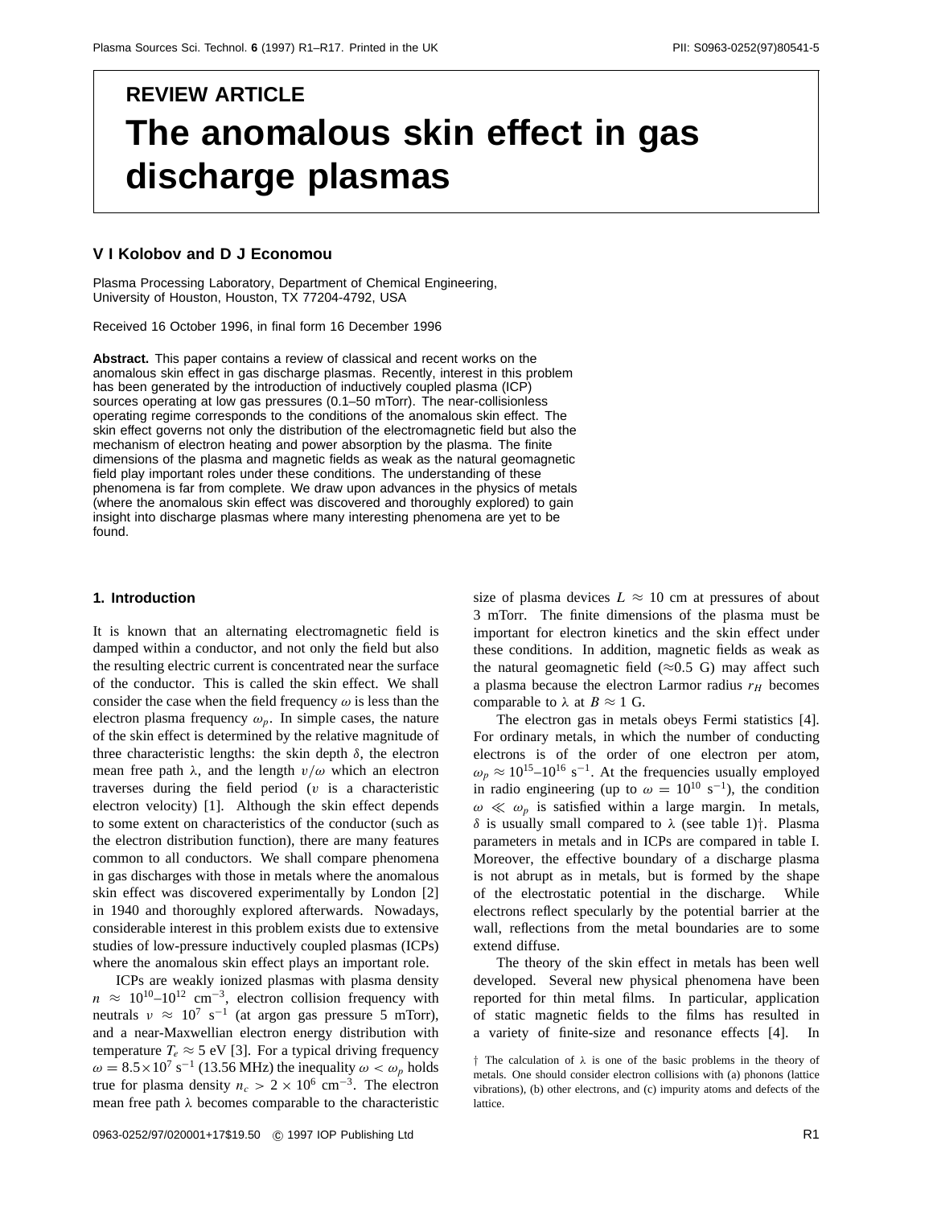REVIEW ARTICLE

# The anomalous skin effect in gas discharge plasmas

**V I Kolobov and D J Economou**

Plasma Processing Laboratory, Department of Chemical Engineering, University of Houston, Houston, TX 77204-4792, USA

Received 16 October 1996, in final form 16 December 1996

**Abstract.** This paper contains a review of classical and recent works on the anomalous skin effect in gas discharge plasmas. Recently, interest in this problem has been generated by the introduction of inductively coupled plasma (ICP) sources operating at low gas pressures (0.1–50 mTorr). The near-collisionless operating regime corresponds to the conditions of the anomalous skin effect. The skin effect governs not only the distribution of the electromagnetic field but also the mechanism of electron heating and power absorption by the plasma. The finite dimensions of the plasma and magnetic fields as weak as the natural geomagnetic field play important roles under these conditions. The understanding of these phenomena is far from complete. We draw upon advances in the physics of metals (where the anomalous skin effect was discovered and thoroughly explored) to gain insight into discharge plasmas where many interesting phenomena are yet to be found.

## 1. Introduction

It is known that an alternating electromagnetic field is damped within a conductor, and not only the field but also the resulting electric current is concentrated near the surface of the conductor. This is called the skin effect. We shall consider the case when the field frequency $\omega$ is less than the electron plasma frequency $\omega_p$. In simple cases, the nature of the skin effect is determined by the relative magnitude of three characteristic lengths: the skin depth $\delta$, the electron mean free path $\lambda$, and the length $v/\omega$ which an electron traverses during the field period ($v$ is a characteristic electron velocity) [1]. Although the skin effect depends to some extent on characteristics of the conductor (such as the electron distribution function), there are many features common to all conductors. We shall compare phenomena in gas discharges with those in metals where the anomalous skin effect was discovered experimentally by London [2] in 1940 and thoroughly explored afterwards. Nowadays, considerable interest in this problem exists due to extensive studies of low-pressure inductively coupled plasmas (ICPs) where the anomalous skin effect plays an important role.

ICPs are weakly ionized plasmas with plasma density $n \approx 10^{10}$–$10^{12}$ cm$^{-3}$, electron collision frequency with neutrals $\nu \approx 10^7$ s$^{-1}$ (at argon gas pressure 5 mTorr), and a near-Maxwellian electron energy distribution with temperature $T_e \approx 5$ eV [3]. For a typical driving frequency $\omega = 8.5\times10^7$ s$^{-1}$ (13.56 MHz) the inequality $\omega < \omega_p$ holds true for plasma density $n_c > 2 \times 10^6$ cm$^{-3}$. The electron mean free path $\lambda$ becomes comparable to the characteristic size of plasma devices $L \approx 10$ cm at pressures of about 3 mTorr. The finite dimensions of the plasma must be important for electron kinetics and the skin effect under these conditions. In addition, magnetic fields as weak as the natural geomagnetic field ($\approx$0.5 G) may affect such a plasma because the electron Larmor radius $r_H$ becomes comparable to $\lambda$ at $B \approx 1$ G.

The electron gas in metals obeys Fermi statistics [4]. For ordinary metals, in which the number of conducting electrons is of the order of one electron per atom, $\omega_p \approx 10^{15}$–$10^{16}$ s$^{-1}$. At the frequencies usually employed in radio engineering (up to $\omega = 10^{10}$ s$^{-1}$), the condition $\omega \ll \omega_p$ is satisfied within a large margin. In metals, $\delta$ is usually small compared to $\lambda$ (see table 1)†. Plasma parameters in metals and in ICPs are compared in table I. Moreover, the effective boundary of a discharge plasma is not abrupt as in metals, but is formed by the shape of the electrostatic potential in the discharge. While electrons reflect specularly by the potential barrier at the wall, reflections from the metal boundaries are to some extend diffuse.

The theory of the skin effect in metals has been well developed. Several new physical phenomena have been reported for thin metal films. In particular, application of static magnetic fields to the films has resulted in a variety of finite-size and resonance effects [4]. In

† The calculation of $\lambda$ is one of the basic problems in the theory of metals. One should consider electron collisions with (a) phonons (lattice vibrations), (b) other electrons, and (c) impurity atoms and defects of the lattice.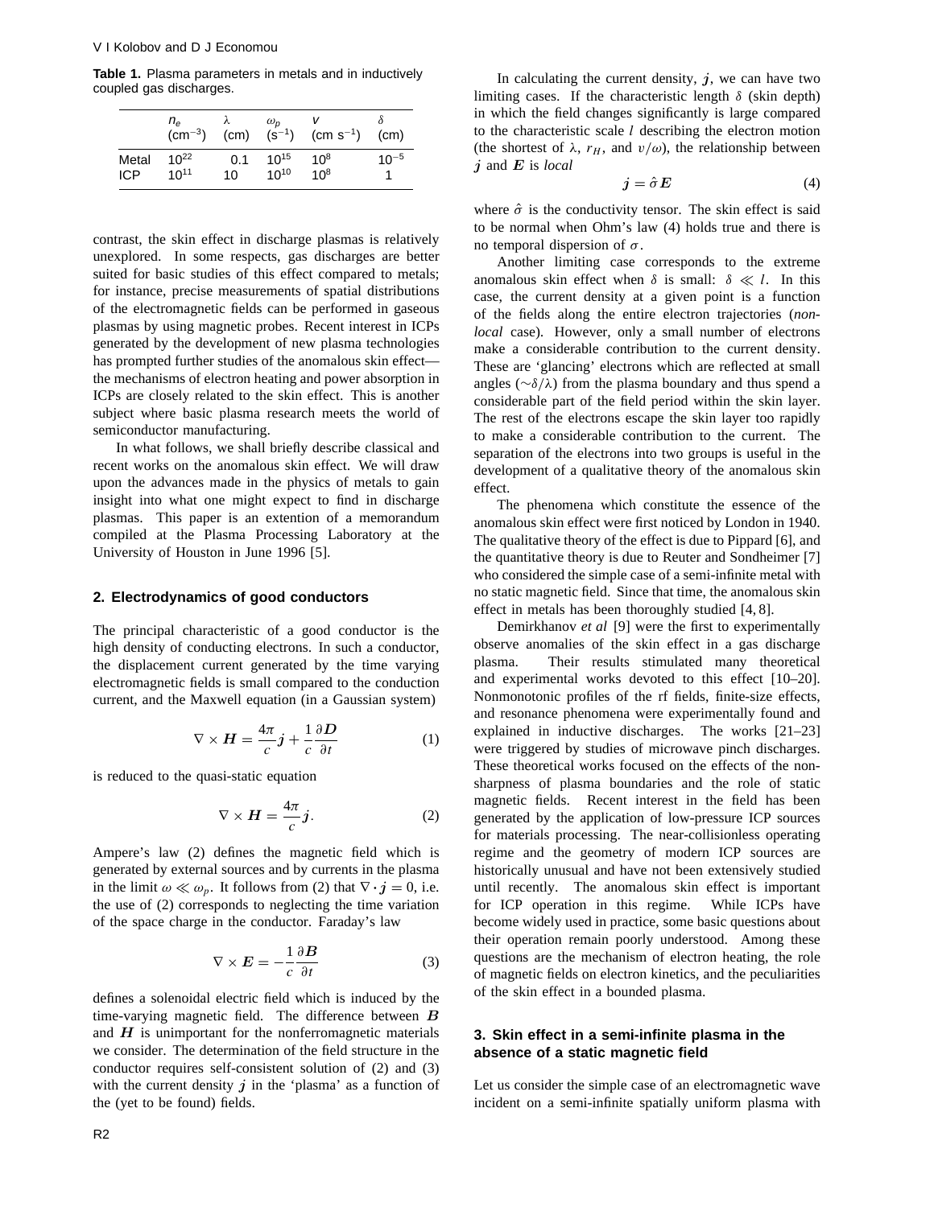**Table 1.** Plasma parameters in metals and in inductively coupled gas discharges.

| | $n_e$ ($cm^{-3}$) | $\lambda$ (cm) | $\omega_p$ ($s^{-1}$) | $v$ (cm $s^{-1}$) | $\delta$ (cm) |
|---|---|---|---|---|---|
| Metal | $10^{22}$ | 0.1 | $10^{15}$ | $10^8$ | $10^{-5}$ |
| ICP | $10^{11}$ | 10 | $10^{10}$ | $10^8$ | 1 |

contrast, the skin effect in discharge plasmas is relatively unexplored. In some respects, gas discharges are better suited for basic studies of this effect compared to metals; for instance, precise measurements of spatial distributions of the electromagnetic fields can be performed in gaseous plasmas by using magnetic probes. Recent interest in ICPs generated by the development of new plasma technologies has prompted further studies of the anomalous skin effect—the mechanisms of electron heating and power absorption in ICPs are closely related to the skin effect. This is another subject where basic plasma research meets the world of semiconductor manufacturing.

In what follows, we shall briefly describe classical and recent works on the anomalous skin effect. We will draw upon the advances made in the physics of metals to gain insight into what one might expect to find in discharge plasmas. This paper is an extention of a memorandum compiled at the Plasma Processing Laboratory at the University of Houston in June 1996 [5].

## 2. Electrodynamics of good conductors

The principal characteristic of a good conductor is the high density of conducting electrons. In such a conductor, the displacement current generated by the time varying electromagnetic fields is small compared to the conduction current, and the Maxwell equation (in a Gaussian system)

$$\nabla \times \boldsymbol{H} = \frac{4\pi}{c}\boldsymbol{j} + \frac{1}{c}\frac{\partial \boldsymbol{D}}{\partial t} \tag{1}$$

is reduced to the quasi-static equation

$$\nabla \times \boldsymbol{H} = \frac{4\pi}{c}\boldsymbol{j}. \tag{2}$$

Ampere's law (2) defines the magnetic field which is generated by external sources and by currents in the plasma in the limit $\omega \ll \omega_p$. It follows from (2) that $\nabla \cdot \boldsymbol{j} = 0$, i.e. the use of (2) corresponds to neglecting the time variation of the space charge in the conductor. Faraday's law

$$\nabla \times \boldsymbol{E} = -\frac{1}{c}\frac{\partial \boldsymbol{B}}{\partial t} \tag{3}$$

defines a solenoidal electric field which is induced by the time-varying magnetic field. The difference between $\boldsymbol{B}$ and $\boldsymbol{H}$ is unimportant for the nonferromagnetic materials we consider. The determination of the field structure in the conductor requires self-consistent solution of (2) and (3) with the current density $\boldsymbol{j}$ in the 'plasma' as a function of the (yet to be found) fields.

In calculating the current density, $\boldsymbol{j}$, we can have two limiting cases. If the characteristic length $\delta$ (skin depth) in which the field changes significantly is large compared to the characteristic scale $l$ describing the electron motion (the shortest of $\lambda$, $r_H$, and $v/\omega$), the relationship between $\boldsymbol{j}$ and $\boldsymbol{E}$ is *local*

$$\boldsymbol{j} = \hat{\sigma}\boldsymbol{E} \tag{4}$$

where $\hat{\sigma}$ is the conductivity tensor. The skin effect is said to be normal when Ohm's law (4) holds true and there is no temporal dispersion of $\sigma$.

Another limiting case corresponds to the extreme anomalous skin effect when $\delta$ is small: $\delta \ll l$. In this case, the current density at a given point is a function of the fields along the entire electron trajectories (*non-local* case). However, only a small number of electrons make a considerable contribution to the current density. These are 'glancing' electrons which are reflected at small angles ($\sim\delta/\lambda$) from the plasma boundary and thus spend a considerable part of the field period within the skin layer. The rest of the electrons escape the skin layer too rapidly to make a considerable contribution to the current. The separation of the electrons into two groups is useful in the development of a qualitative theory of the anomalous skin effect.

The phenomena which constitute the essence of the anomalous skin effect were first noticed by London in 1940. The qualitative theory of the effect is due to Pippard [6], and the quantitative theory is due to Reuter and Sondheimer [7] who considered the simple case of a semi-infinite metal with no static magnetic field. Since that time, the anomalous skin effect in metals has been thoroughly studied [4, 8].

Demirkhanov *et al* [9] were the first to experimentally observe anomalies of the skin effect in a gas discharge plasma. Their results stimulated many theoretical and experimental works devoted to this effect [10–20]. Nonmonotonic profiles of the rf fields, finite-size effects, and resonance phenomena were experimentally found and explained in inductive discharges. The works [21–23] were triggered by studies of microwave pinch discharges. These theoretical works focused on the effects of the non-sharpness of plasma boundaries and the role of static magnetic fields. Recent interest in the field has been generated by the application of low-pressure ICP sources for materials processing. The near-collisionless operating regime and the geometry of modern ICP sources are historically unusual and have not been extensively studied until recently. The anomalous skin effect is important for ICP operation in this regime. While ICPs have become widely used in practice, some basic questions about their operation remain poorly understood. Among these questions are the mechanism of electron heating, the role of magnetic fields on electron kinetics, and the peculiarities of the skin effect in a bounded plasma.

## 3. Skin effect in a semi-infinite plasma in the absence of a static magnetic field

Let us consider the simple case of an electromagnetic wave incident on a semi-infinite spatially uniform plasma with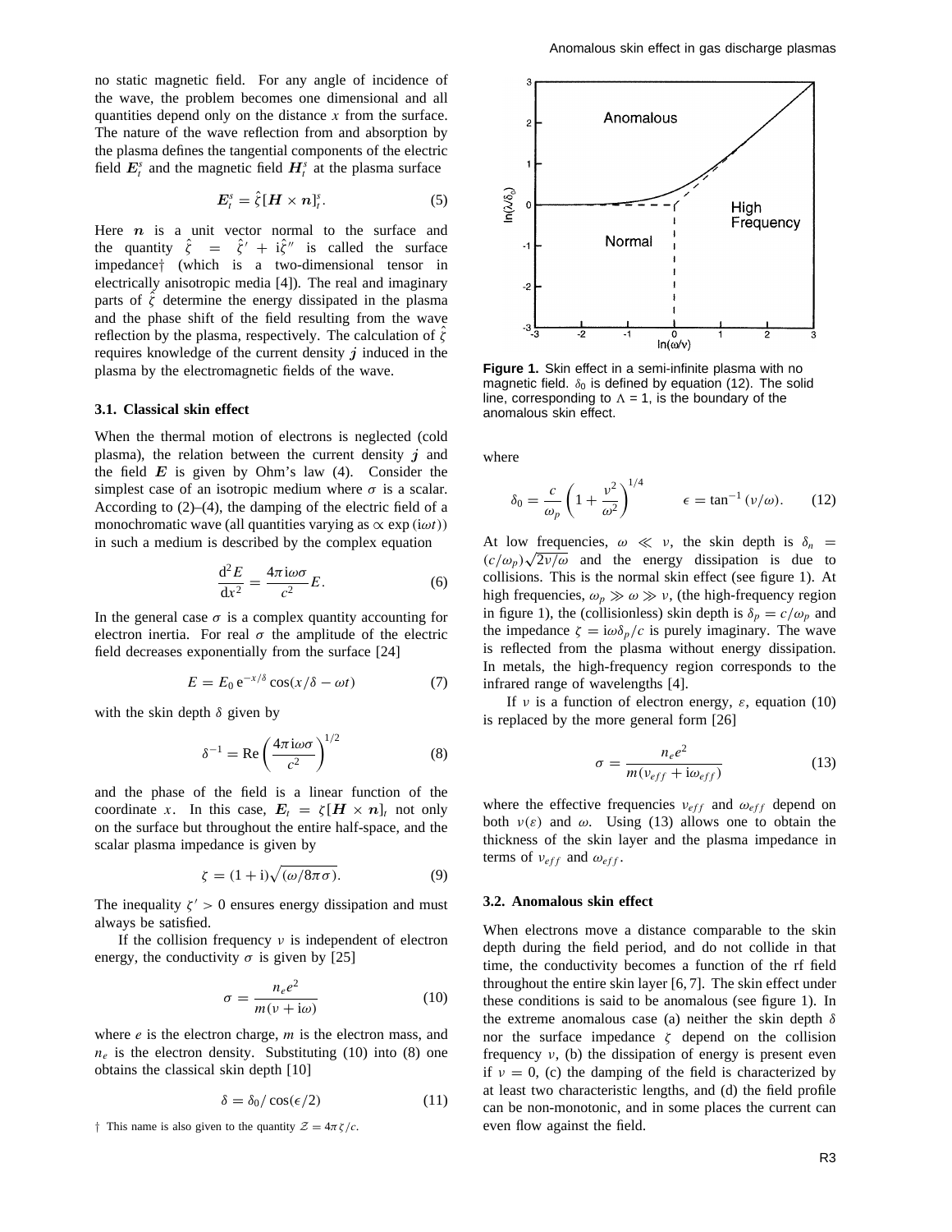no static magnetic field. For any angle of incidence of the wave, the problem becomes one dimensional and all quantities depend only on the distance $x$ from the surface. The nature of the wave reflection from and absorption by the plasma defines the tangential components of the electric field $\boldsymbol{E}_t^s$ and the magnetic field $\boldsymbol{H}_t^s$ at the plasma surface

$$\boldsymbol{E}_t^s = \hat{\zeta}[\boldsymbol{H} \times \boldsymbol{n}]_t^s. \tag{5}$$

Here $\boldsymbol{n}$ is a unit vector normal to the surface and the quantity $\hat{\zeta} = \hat{\zeta}' + \mathrm{i}\hat{\zeta}''$ is called the surface impedance† (which is a two-dimensional tensor in electrically anisotropic media [4]). The real and imaginary parts of $\hat{\zeta}$ determine the energy dissipated in the plasma and the phase shift of the field resulting from the wave reflection by the plasma, respectively. The calculation of $\hat{\zeta}$ requires knowledge of the current density $\boldsymbol{j}$ induced in the plasma by the electromagnetic fields of the wave.

### 3.1. Classical skin effect

When the thermal motion of electrons is neglected (cold plasma), the relation between the current density $\boldsymbol{j}$ and the field $\boldsymbol{E}$ is given by Ohm's law (4). Consider the simplest case of an isotropic medium where $\sigma$ is a scalar. According to (2)–(4), the damping of the electric field of a monochromatic wave (all quantities varying as $\propto \exp(\mathrm{i}\omega t)$) in such a medium is described by the complex equation

$$\frac{\mathrm{d}^2 E}{\mathrm{d}x^2} = \frac{4\pi \mathrm{i}\omega\sigma}{c^2} E. \tag{6}$$

In the general case $\sigma$ is a complex quantity accounting for electron inertia. For real $\sigma$ the amplitude of the electric field decreases exponentially from the surface [24]

$$E = E_0 \, \mathrm{e}^{-x/\delta} \cos(x/\delta - \omega t) \tag{7}$$

with the skin depth $\delta$ given by

$$\delta^{-1} = \mathrm{Re}\left(\frac{4\pi \mathrm{i}\omega\sigma}{c^2}\right)^{1/2} \tag{8}$$

and the phase of the field is a linear function of the coordinate $x$. In this case, $\boldsymbol{E}_t = \zeta[\boldsymbol{H} \times \boldsymbol{n}]_t$ not only on the surface but throughout the entire half-space, and the scalar plasma impedance is given by

$$\zeta = (1 + \mathrm{i})\sqrt{(\omega/8\pi\sigma)}. \tag{9}$$

The inequality $\zeta' > 0$ ensures energy dissipation and must always be satisfied.

If the collision frequency $\nu$ is independent of electron energy, the conductivity $\sigma$ is given by [25]

$$\sigma = \frac{n_e e^2}{m(\nu + \mathrm{i}\omega)} \tag{10}$$

where $e$ is the electron charge, $m$ is the electron mass, and $n_e$ is the electron density. Substituting (10) into (8) one obtains the classical skin depth [10]

$$\delta = \delta_0 / \cos(\epsilon/2) \tag{11}$$

† This name is also given to the quantity $\mathcal{Z} = 4\pi\zeta/c$.

Figure 1. Skin effect in a semi-infinite plasma with no magnetic field. $\delta_0$ is defined by equation (12). The solid line, corresponding to $\Lambda = 1$, is the boundary of the anomalous skin effect.

where

$$\delta_0 = \frac{c}{\omega_p}\left(1 + \frac{\nu^2}{\omega^2}\right)^{1/4} \qquad \epsilon = \tan^{-1}(\nu/\omega). \tag{12}$$

At low frequencies, $\omega \ll \nu$, the skin depth is $\delta_n = (c/\omega_p)\sqrt{2\nu/\omega}$ and the energy dissipation is due to collisions. This is the normal skin effect (see figure 1). At high frequencies, $\omega_p \gg \omega \gg \nu$, (the high-frequency region in figure 1), the (collisionless) skin depth is $\delta_p = c/\omega_p$ and the impedance $\zeta = \mathrm{i}\omega\delta_p/c$ is purely imaginary. The wave is reflected from the plasma without energy dissipation. In metals, the high-frequency region corresponds to the infrared range of wavelengths [4].

If $\nu$ is a function of electron energy, $\varepsilon$, equation (10) is replaced by the more general form [26]

$$\sigma = \frac{n_e e^2}{m(\nu_{eff} + \mathrm{i}\omega_{eff})} \tag{13}$$

where the effective frequencies $\nu_{eff}$ and $\omega_{eff}$ depend on both $\nu(\varepsilon)$ and $\omega$. Using (13) allows one to obtain the thickness of the skin layer and the plasma impedance in terms of $\nu_{eff}$ and $\omega_{eff}$.

### 3.2. Anomalous skin effect

When electrons move a distance comparable to the skin depth during the field period, and do not collide in that time, the conductivity becomes a function of the rf field throughout the entire skin layer [6, 7]. The skin effect under these conditions is said to be anomalous (see figure 1). In the extreme anomalous case (a) neither the skin depth $\delta$ nor the surface impedance $\zeta$ depend on the collision frequency $\nu$, (b) the dissipation of energy is present even if $\nu = 0$, (c) the damping of the field is characterized by at least two characteristic lengths, and (d) the field profile can be non-monotonic, and in some places the current can even flow against the field.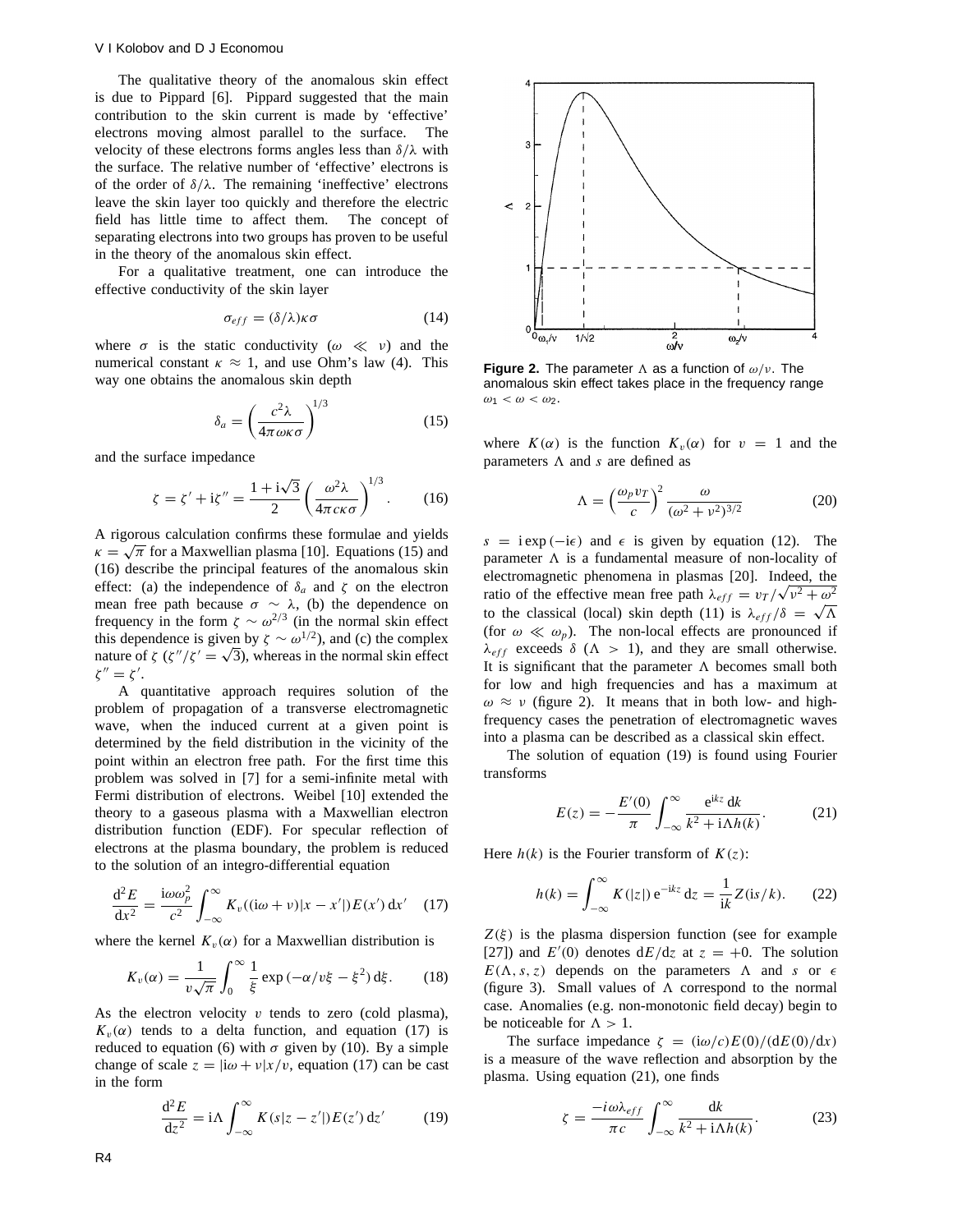The qualitative theory of the anomalous skin effect is due to Pippard [6]. Pippard suggested that the main contribution to the skin current is made by 'effective' electrons moving almost parallel to the surface. The velocity of these electrons forms angles less than $\delta/\lambda$ with the surface. The relative number of 'effective' electrons is of the order of $\delta/\lambda$. The remaining 'ineffective' electrons leave the skin layer too quickly and therefore the electric field has little time to affect them. The concept of separating electrons into two groups has proven to be useful in the theory of the anomalous skin effect.

For a qualitative treatment, one can introduce the effective conductivity of the skin layer

$$\sigma_{eff} = (\delta/\lambda)\kappa\sigma \tag{14}$$

where $\sigma$ is the static conductivity ($\omega \ll \nu$) and the numerical constant $\kappa \approx 1$, and use Ohm's law (4). This way one obtains the anomalous skin depth

$$\delta_a = \left(\frac{c^2\lambda}{4\pi\omega\kappa\sigma}\right)^{1/3} \tag{15}$$

and the surface impedance

$$\zeta = \zeta' + \mathrm{i}\zeta'' = \frac{1+\mathrm{i}\sqrt{3}}{2}\left(\frac{\omega^2\lambda}{4\pi c\kappa\sigma}\right)^{1/3}. \tag{16}$$

A rigorous calculation confirms these formulae and yields $\kappa = \sqrt{\pi}$ for a Maxwellian plasma [10]. Equations (15) and (16) describe the principal features of the anomalous skin effect: (a) the independence of $\delta_a$ and $\zeta$ on the electron mean free path because $\sigma \sim \lambda$, (b) the dependence on frequency in the form $\zeta \sim \omega^{2/3}$ (in the normal skin effect this dependence is given by $\zeta \sim \omega^{1/2}$), and (c) the complex nature of $\zeta$ ($\zeta''/\zeta' = \sqrt{3}$), whereas in the normal skin effect $\zeta'' = \zeta'$.

A quantitative approach requires solution of the problem of propagation of a transverse electromagnetic wave, when the induced current at a given point is determined by the field distribution in the vicinity of the point within an electron free path. For the first time this problem was solved in [7] for a semi-infinite metal with Fermi distribution of electrons. Weibel [10] extended the theory to a gaseous plasma with a Maxwellian electron distribution function (EDF). For specular reflection of electrons at the plasma boundary, the problem is reduced to the solution of an integro-differential equation

$$\frac{\mathrm{d}^2E}{\mathrm{d}x^2} = \frac{\mathrm{i}\omega\omega_p^2}{c^2}\int_{-\infty}^{\infty} K_v((\mathrm{i}\omega+\nu)|x-x'|)E(x')\,\mathrm{d}x' \tag{17}$$

where the kernel $K_v(\alpha)$ for a Maxwellian distribution is

$$K_v(\alpha) = \frac{1}{v\sqrt{\pi}}\int_0^{\infty}\frac{1}{\xi}\exp\left(-\alpha/v\xi - \xi^2\right)\mathrm{d}\xi. \tag{18}$$

As the electron velocity $v$ tends to zero (cold plasma), $K_v(\alpha)$ tends to a delta function, and equation (17) is reduced to equation (6) with $\sigma$ given by (10). By a simple change of scale $z = |\mathrm{i}\omega + \nu|x/v$, equation (17) can be cast in the form

$$\frac{\mathrm{d}^2E}{\mathrm{d}z^2} = \mathrm{i}\Lambda\int_{-\infty}^{\infty} K(s|z-z'|)E(z')\,\mathrm{d}z' \tag{19}$$

**Figure 2.** The parameter $\Lambda$ as a function of $\omega/\nu$. The anomalous skin effect takes place in the frequency range $\omega_1 < \omega < \omega_2$.

where $K(\alpha)$ is the function $K_v(\alpha)$ for $v = 1$ and the parameters $\Lambda$ and $s$ are defined as

$$\Lambda = \left(\frac{\omega_p v_T}{c}\right)^2 \frac{\omega}{(\omega^2+\nu^2)^{3/2}} \tag{20}$$

$s = \mathrm{i}\exp(-\mathrm{i}\epsilon)$ and $\epsilon$ is given by equation (12). The parameter $\Lambda$ is a fundamental measure of non-locality of electromagnetic phenomena in plasmas [20]. Indeed, the ratio of the effective mean free path $\lambda_{eff} = v_T/\sqrt{\nu^2+\omega^2}$ to the classical (local) skin depth (11) is $\lambda_{eff}/\delta = \sqrt{\Lambda}$ (for $\omega \ll \omega_p$). The non-local effects are pronounced if $\lambda_{eff}$ exceeds $\delta$ ($\Lambda > 1$), and they are small otherwise. It is significant that the parameter $\Lambda$ becomes small both for low and high frequencies and has a maximum at $\omega \approx \nu$ (figure 2). It means that in both low- and high-frequency cases the penetration of electromagnetic waves into a plasma can be described as a classical skin effect.

The solution of equation (19) is found using Fourier transforms

$$E(z) = -\frac{E'(0)}{\pi}\int_{-\infty}^{\infty}\frac{\mathrm{e}^{\mathrm{i}kz}\,\mathrm{d}k}{k^2+\mathrm{i}\Lambda h(k)}. \tag{21}$$

Here $h(k)$ is the Fourier transform of $K(z)$:

$$h(k) = \int_{-\infty}^{\infty} K(|z|)\,\mathrm{e}^{-\mathrm{i}kz}\,\mathrm{d}z = \frac{1}{\mathrm{i}k}Z(\mathrm{i}s/k). \tag{22}$$

$Z(\xi)$ is the plasma dispersion function (see for example [27]) and $E'(0)$ denotes $\mathrm{d}E/\mathrm{d}z$ at $z = +0$. The solution $E(\Lambda, s, z)$ depends on the parameters $\Lambda$ and $s$ or $\epsilon$ (figure 3). Small values of $\Lambda$ correspond to the normal case. Anomalies (e.g. non-monotonic field decay) begin to be noticeable for $\Lambda > 1$.

The surface impedance $\zeta = (\mathrm{i}\omega/c)E(0)/(\mathrm{d}E(0)/\mathrm{d}x)$ is a measure of the wave reflection and absorption by the plasma. Using equation (21), one finds

$$\zeta = \frac{-i\omega\lambda_{eff}}{\pi c}\int_{-\infty}^{\infty}\frac{\mathrm{d}k}{k^2+\mathrm{i}\Lambda h(k)}. \tag{23}$$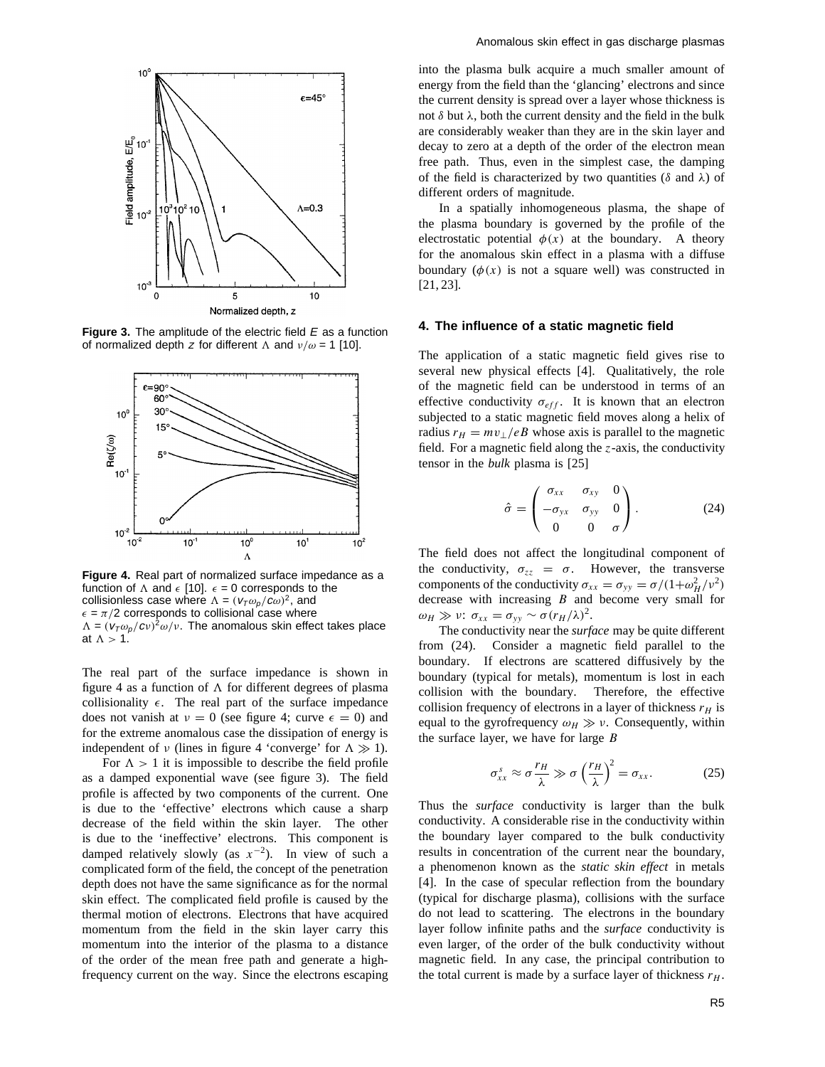**Figure 3.** The amplitude of the electric field $E$ as a function of normalized depth $z$ for different $\Lambda$ and $\nu/\omega = 1$ [10].

**Figure 4.** Real part of normalized surface impedance as a function of $\Lambda$ and $\epsilon$ [10]. $\epsilon = 0$ corresponds to the collisionless case where $\Lambda = (v_T\omega_p/c\omega)^2$, and $\epsilon = \pi/2$ corresponds to collisional case where $\Lambda = (v_T\omega_p/c\nu)^2\omega/\nu$. The anomalous skin effect takes place at $\Lambda > 1$.

The real part of the surface impedance is shown in figure 4 as a function of $\Lambda$ for different degrees of plasma collisionality $\epsilon$. The real part of the surface impedance does not vanish at $\nu = 0$ (see figure 4; curve $\epsilon = 0$) and for the extreme anomalous case the dissipation of energy is independent of $\nu$ (lines in figure 4 'converge' for $\Lambda \gg 1$).

For $\Lambda > 1$ it is impossible to describe the field profile as a damped exponential wave (see figure 3). The field profile is affected by two components of the current. One is due to the 'effective' electrons which cause a sharp decrease of the field within the skin layer. The other is due to the 'ineffective' electrons. This component is damped relatively slowly (as $x^{-2}$). In view of such a complicated form of the field, the concept of the penetration depth does not have the same significance as for the normal skin effect. The complicated field profile is caused by the thermal motion of electrons. Electrons that have acquired momentum from the field in the skin layer carry this momentum into the interior of the plasma to a distance of the order of the mean free path and generate a high-frequency current on the way. Since the electrons escaping into the plasma bulk acquire a much smaller amount of energy from the field than the 'glancing' electrons and since the current density is spread over a layer whose thickness is not $\delta$ but $\lambda$, both the current density and the field in the bulk are considerably weaker than they are in the skin layer and decay to zero at a depth of the order of the electron mean free path. Thus, even in the simplest case, the damping of the field is characterized by two quantities ($\delta$ and $\lambda$) of different orders of magnitude.

In a spatially inhomogeneous plasma, the shape of the plasma boundary is governed by the profile of the electrostatic potential $\phi(x)$ at the boundary. A theory for the anomalous skin effect in a plasma with a diffuse boundary ($\phi(x)$ is not a square well) was constructed in [21, 23].

## 4. The influence of a static magnetic field

The application of a static magnetic field gives rise to several new physical effects [4]. Qualitatively, the role of the magnetic field can be understood in terms of an effective conductivity $\sigma_{eff}$. It is known that an electron subjected to a static magnetic field moves along a helix of radius $r_H = mv_\perp/eB$ whose axis is parallel to the magnetic field. For a magnetic field along the $z$-axis, the conductivity tensor in the *bulk* plasma is [25]

$$\hat{\sigma} = \begin{pmatrix} \sigma_{xx} & \sigma_{xy} & 0 \\ -\sigma_{yx} & \sigma_{yy} & 0 \\ 0 & 0 & \sigma \end{pmatrix}. \tag{24}$$

The field does not affect the longitudinal component of the conductivity, $\sigma_{zz} = \sigma$. However, the transverse components of the conductivity $\sigma_{xx} = \sigma_{yy} = \sigma/(1+\omega_H^2/\nu^2)$ decrease with increasing $B$ and become very small for $\omega_H \gg \nu$: $\sigma_{xx} = \sigma_{yy} \sim \sigma(r_H/\lambda)^2$.

The conductivity near the *surface* may be quite different from (24). Consider a magnetic field parallel to the boundary. If electrons are scattered diffusively by the boundary (typical for metals), momentum is lost in each collision with the boundary. Therefore, the effective collision frequency of electrons in a layer of thickness $r_H$ is equal to the gyrofrequency $\omega_H \gg \nu$. Consequently, within the surface layer, we have for large $B$

$$\sigma_{xx}^s \approx \sigma\frac{r_H}{\lambda} \gg \sigma\left(\frac{r_H}{\lambda}\right)^2 = \sigma_{xx}. \tag{25}$$

Thus the *surface* conductivity is larger than the bulk conductivity. A considerable rise in the conductivity within the boundary layer compared to the bulk conductivity results in concentration of the current near the boundary, a phenomenon known as the *static skin effect* in metals [4]. In the case of specular reflection from the boundary (typical for discharge plasma), collisions with the surface do not lead to scattering. The electrons in the boundary layer follow infinite paths and the *surface* conductivity is even larger, of the order of the bulk conductivity without magnetic field. In any case, the principal contribution to the total current is made by a surface layer of thickness $r_H$.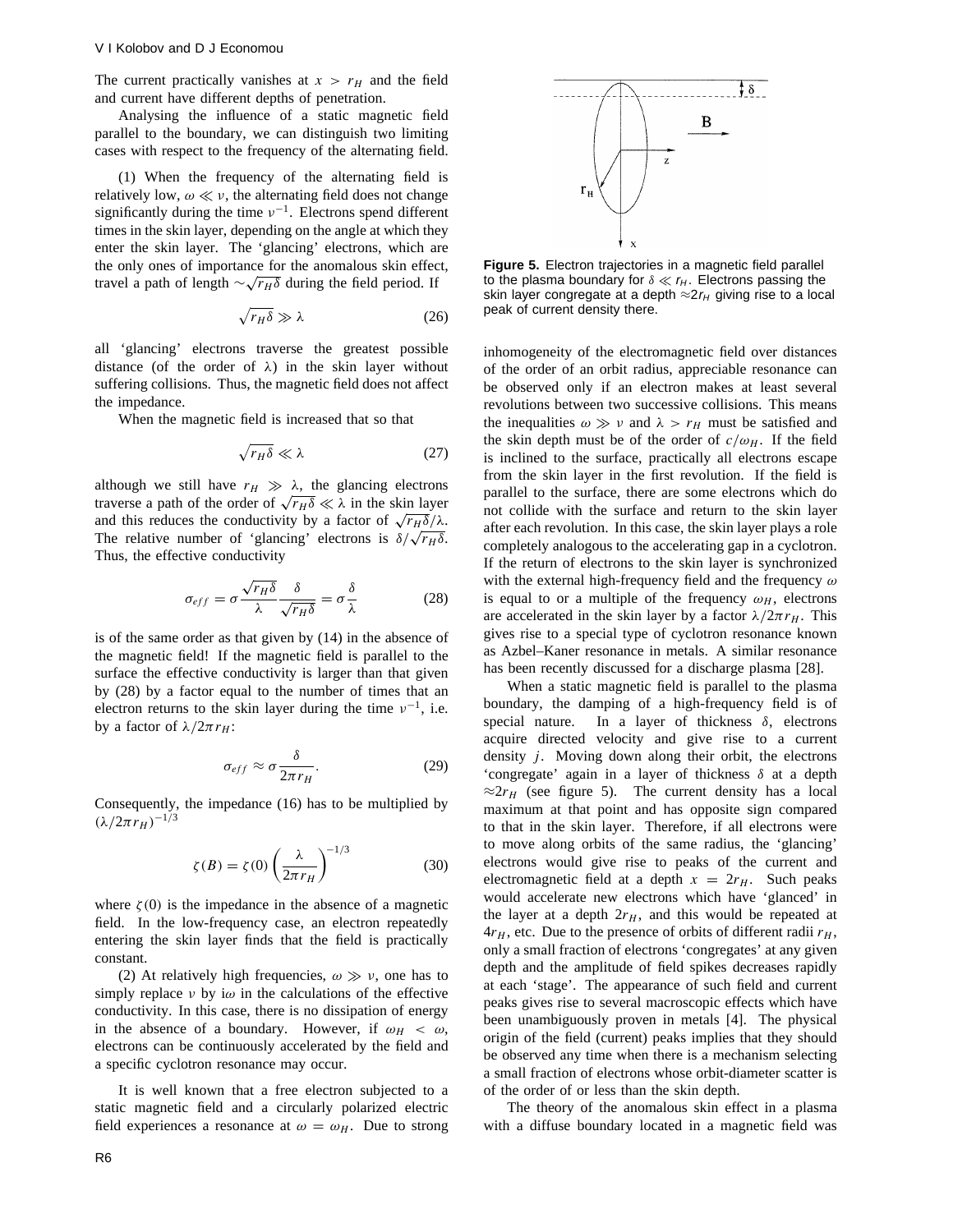The current practically vanishes at $x > r_H$ and the field and current have different depths of penetration.

Analysing the influence of a static magnetic field parallel to the boundary, we can distinguish two limiting cases with respect to the frequency of the alternating field.

(1) When the frequency of the alternating field is relatively low, $\omega \ll \nu$, the alternating field does not change significantly during the time $\nu^{-1}$. Electrons spend different times in the skin layer, depending on the angle at which they enter the skin layer. The 'glancing' electrons, which are the only ones of importance for the anomalous skin effect, travel a path of length $\sim\sqrt{r_H\delta}$ during the field period. If

$$\sqrt{r_H\delta} \gg \lambda \tag{26}$$

all 'glancing' electrons traverse the greatest possible distance (of the order of $\lambda$) in the skin layer without suffering collisions. Thus, the magnetic field does not affect the impedance.

When the magnetic field is increased that so that

$$\sqrt{r_H\delta} \ll \lambda \tag{27}$$

although we still have $r_H \gg \lambda$, the glancing electrons traverse a path of the order of $\sqrt{r_H\delta} \ll \lambda$ in the skin layer and this reduces the conductivity by a factor of $\sqrt{r_H\delta}/\lambda$. The relative number of 'glancing' electrons is $\delta/\sqrt{r_H\delta}$. Thus, the effective conductivity

$$\sigma_{eff} = \sigma\frac{\sqrt{r_H\delta}}{\lambda}\frac{\delta}{\sqrt{r_H\delta}} = \sigma\frac{\delta}{\lambda} \tag{28}$$

is of the same order as that given by (14) in the absence of the magnetic field! If the magnetic field is parallel to the surface the effective conductivity is larger than that given by (28) by a factor equal to the number of times that an electron returns to the skin layer during the time $\nu^{-1}$, i.e. by a factor of $\lambda/2\pi r_H$:

$$\sigma_{eff} \approx \sigma\frac{\delta}{2\pi r_H}. \tag{29}$$

Consequently, the impedance (16) has to be multiplied by $(\lambda/2\pi r_H)^{-1/3}$

$$\zeta(B) = \zeta(0)\left(\frac{\lambda}{2\pi r_H}\right)^{-1/3} \tag{30}$$

where $\zeta(0)$ is the impedance in the absence of a magnetic field. In the low-frequency case, an electron repeatedly entering the skin layer finds that the field is practically constant.

(2) At relatively high frequencies, $\omega \gg \nu$, one has to simply replace $\nu$ by $i\omega$ in the calculations of the effective conductivity. In this case, there is no dissipation of energy in the absence of a boundary. However, if $\omega_H < \omega$, electrons can be continuously accelerated by the field and a specific cyclotron resonance may occur.

It is well known that a free electron subjected to a static magnetic field and a circularly polarized electric field experiences a resonance at $\omega = \omega_H$. Due to strong inhomogeneity of the electromagnetic field over distances of the order of an orbit radius, appreciable resonance can be observed only if an electron makes at least several revolutions between two successive collisions. This means the inequalities $\omega \gg \nu$ and $\lambda > r_H$ must be satisfied and the skin depth must be of the order of $c/\omega_H$. If the field is inclined to the surface, practically all electrons escape from the skin layer in the first revolution. If the field is parallel to the surface, there are some electrons which do not collide with the surface and return to the skin layer after each revolution. In this case, the skin layer plays a role completely analogous to the accelerating gap in a cyclotron. If the return of electrons to the skin layer is synchronized with the external high-frequency field and the frequency $\omega$ is equal to or a multiple of the frequency $\omega_H$, electrons are accelerated in the skin layer by a factor $\lambda/2\pi r_H$. This gives rise to a special type of cyclotron resonance known as Azbel–Kaner resonance in metals. A similar resonance has been recently discussed for a discharge plasma [28].

**Figure 5.** Electron trajectories in a magnetic field parallel to the plasma boundary for $\delta \ll r_H$. Electrons passing the skin layer congregate at a depth $\approx 2r_H$ giving rise to a local peak of current density there.

When a static magnetic field is parallel to the plasma boundary, the damping of a high-frequency field is of special nature. In a layer of thickness $\delta$, electrons acquire directed velocity and give rise to a current density $j$. Moving down along their orbit, the electrons 'congregate' again in a layer of thickness $\delta$ at a depth $\approx 2r_H$ (see figure 5). The current density has a local maximum at that point and has opposite sign compared to that in the skin layer. Therefore, if all electrons were to move along orbits of the same radius, the 'glancing' electrons would give rise to peaks of the current and electromagnetic field at a depth $x = 2r_H$. Such peaks would accelerate new electrons which have 'glanced' in the layer at a depth $2r_H$, and this would be repeated at $4r_H$, etc. Due to the presence of orbits of different radii $r_H$, only a small fraction of electrons 'congregates' at any given depth and the amplitude of field spikes decreases rapidly at each 'stage'. The appearance of such field and current peaks gives rise to several macroscopic effects which have been unambiguously proven in metals [4]. The physical origin of the field (current) peaks implies that they should be observed any time when there is a mechanism selecting a small fraction of electrons whose orbit-diameter scatter is of the order of or less than the skin depth.

The theory of the anomalous skin effect in a plasma with a diffuse boundary located in a magnetic field was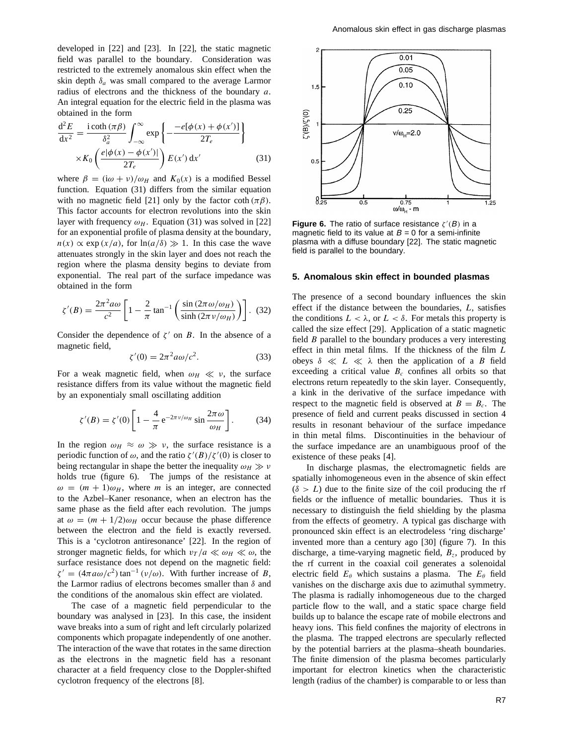developed in [22] and [23]. In [22], the static magnetic field was parallel to the boundary. Consideration was restricted to the extremely anomalous skin effect when the skin depth $\delta_a$ was small compared to the average Larmor radius of electrons and the thickness of the boundary $a$. An integral equation for the electric field in the plasma was obtained in the form

$$\frac{\mathrm{d}^2E}{\mathrm{d}x^2} = \frac{\mathrm{i}\coth(\pi\beta)}{\delta_a^2}\int_{-\infty}^{\infty}\exp\left\{-\frac{-e[\phi(x)+\phi(x')]}{2T_e}\right\} \times K_0\left(\frac{e|\phi(x)-\phi(x')|}{2T_e}\right)E(x')\,\mathrm{d}x' \tag{31}$$

where $\beta = (\mathrm{i}\omega + \nu)/\omega_H$ and $K_0(x)$ is a modified Bessel function. Equation (31) differs from the similar equation with no magnetic field [21] only by the factor $\coth(\pi\beta)$. This factor accounts for electron revolutions into the skin layer with frequency $\omega_H$. Equation (31) was solved in [22] for an exponential profile of plasma density at the boundary, $n(x) \propto \exp(x/a)$, for $\ln(a/\delta) \gg 1$. In this case the wave attenuates strongly in the skin layer and does not reach the region where the plasma density begins to deviate from exponential. The real part of the surface impedance was obtained in the form

$$\zeta'(B) = \frac{2\pi^2 a\omega}{c^2}\left[1 - \frac{2}{\pi}\tan^{-1}\left(\frac{\sin(2\pi\omega/\omega_H)}{\sinh(2\pi\nu/\omega_H)}\right)\right]. \tag{32}$$

Consider the dependence of $\zeta'$ on $B$. In the absence of a magnetic field,

$$\zeta'(0) = 2\pi^2 a\omega/c^2. \tag{33}$$

For a weak magnetic field, when $\omega_H \ll \nu$, the surface resistance differs from its value without the magnetic field by an exponentialy small oscillating addition

$$\zeta'(B) = \zeta'(0)\left[1 - \frac{4}{\pi}\mathrm{e}^{-2\pi\nu/\omega_H}\sin\frac{2\pi\omega}{\omega_H}\right]. \tag{34}$$

In the region $\omega_H \approx \omega \gg \nu$, the surface resistance is a periodic function of $\omega$, and the ratio $\zeta'(B)/\zeta'(0)$ is closer to being rectangular in shape the better the inequality $\omega_H \gg \nu$ holds true (figure 6). The jumps of the resistance at $\omega = (m+1)\omega_H$, where $m$ is an integer, are connected to the Azbel–Kaner resonance, when an electron has the same phase as the field after each revolution. The jumps at $\omega = (m+1/2)\omega_H$ occur because the phase difference between the electron and the field is exactly reversed. This is a 'cyclotron antiresonance' [22]. In the region of stronger magnetic fields, for which $v_T/a \ll \omega_H \ll \omega$, the surface resistance does not depend on the magnetic field: $\zeta' = (4\pi a\omega/c^2)\tan^{-1}(\nu/\omega)$. With further increase of $B$, the Larmor radius of electrons becomes smaller than $\delta$ and the conditions of the anomalous skin effect are violated.

The case of a magnetic field perpendicular to the boundary was analysed in [23]. In this case, the insident wave breaks into a sum of right and left circularly polarized components which propagate independently of one another. The interaction of the wave that rotates in the same direction as the electrons in the magnetic field has a resonant character at a field frequency close to the Doppler-shifted cyclotron frequency of the electrons [8].

**Figure 6.** The ratio of surface resistance $\zeta'(B)$ in a magnetic field to its value at $B = 0$ for a semi-infinite plasma with a diffuse boundary [22]. The static magnetic field is parallel to the boundary.

## 5. Anomalous skin effect in bounded plasmas

The presence of a second boundary influences the skin effect if the distance between the boundaries, $L$, satisfies the conditions $L < \lambda$, or $L < \delta$. For metals this property is called the size effect [29]. Application of a static magnetic field $B$ parallel to the boundary produces a very interesting effect in thin metal films. If the thickness of the film $L$ obeys $\delta \ll L \ll \lambda$ then the application of a $B$ field exceeding a critical value $B_c$ confines all orbits so that electrons return repeatedly to the skin layer. Consequently, a kink in the derivative of the surface impedance with respect to the magnetic field is observed at $B = B_c$. The presence of field and current peaks discussed in section 4 results in resonant behaviour of the surface impedance in thin metal films. Discontinuities in the behaviour of the surface impedance are an unambiguous proof of the existence of these peaks [4].

In discharge plasmas, the electromagnetic fields are spatially inhomogeneous even in the absence of skin effect ($\delta > L$) due to the finite size of the coil producing the rf fields or the influence of metallic boundaries. Thus it is necessary to distinguish the field shielding by the plasma from the effects of geometry. A typical gas discharge with pronounced skin effect is an electrodeless 'ring discharge' invented more than a century ago [30] (figure 7). In this discharge, a time-varying magnetic field, $B_z$, produced by the rf current in the coaxial coil generates a solenoidal electric field $E_\theta$ which sustains a plasma. The $E_\theta$ field vanishes on the discharge axis due to azimuthal symmetry. The plasma is radially inhomogeneous due to the charged particle flow to the wall, and a static space charge field builds up to balance the escape rate of mobile electrons and heavy ions. This field confines the majority of electrons in the plasma. The trapped electrons are specularly reflected by the potential barriers at the plasma–sheath boundaries. The finite dimension of the plasma becomes particularly important for electron kinetics when the characteristic length (radius of the chamber) is comparable to or less than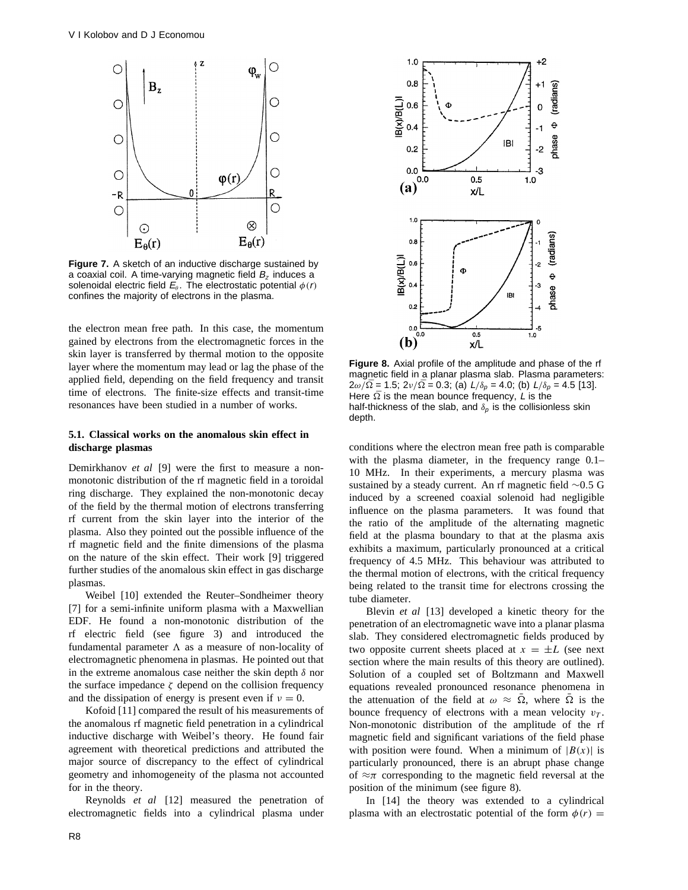**Figure 7.** A sketch of an inductive discharge sustained by a coaxial coil. A time-varying magnetic field $B_z$ induces a solenoidal electric field $E_\theta$. The electrostatic potential $\phi(r)$ confines the majority of electrons in the plasma.

the electron mean free path. In this case, the momentum gained by electrons from the electromagnetic forces in the skin layer is transferred by thermal motion to the opposite layer where the momentum may lead or lag the phase of the applied field, depending on the field frequency and transit time of electrons. The finite-size effects and transit-time resonances have been studied in a number of works.

### 5.1. Classical works on the anomalous skin effect in discharge plasmas

Demirkhanov *et al* [9] were the first to measure a non-monotonic distribution of the rf magnetic field in a toroidal ring discharge. They explained the non-monotonic decay of the field by the thermal motion of electrons transferring rf current from the skin layer into the interior of the plasma. Also they pointed out the possible influence of the rf magnetic field and the finite dimensions of the plasma on the nature of the skin effect. Their work [9] triggered further studies of the anomalous skin effect in gas discharge plasmas.

Weibel [10] extended the Reuter–Sondheimer theory [7] for a semi-infinite uniform plasma with a Maxwellian EDF. He found a non-monotonic distribution of the rf electric field (see figure 3) and introduced the fundamental parameter $\Lambda$ as a measure of non-locality of electromagnetic phenomena in plasmas. He pointed out that in the extreme anomalous case neither the skin depth $\delta$ nor the surface impedance $\zeta$ depend on the collision frequency and the dissipation of energy is present even if $\nu = 0$.

Kofoid [11] compared the result of his measurements of the anomalous rf magnetic field penetration in a cylindrical inductive discharge with Weibel's theory. He found fair agreement with theoretical predictions and attributed the major source of discrepancy to the effect of cylindrical geometry and inhomogeneity of the plasma not accounted for in the theory.

Reynolds *et al* [12] measured the penetration of electromagnetic fields into a cylindrical plasma under conditions where the electron mean free path is comparable with the plasma diameter, in the frequency range 0.1–10 MHz. In their experiments, a mercury plasma was sustained by a steady current. An rf magnetic field $\sim$0.5 G induced by a screened coaxial solenoid had negligible influence on the plasma parameters. It was found that the ratio of the amplitude of the alternating magnetic field at the plasma boundary to that at the plasma axis exhibits a maximum, particularly pronounced at a critical frequency of 4.5 MHz. This behaviour was attributed to the thermal motion of electrons, with the critical frequency being related to the transit time for electrons crossing the tube diameter.

**Figure 8.** Axial profile of the amplitude and phase of the rf magnetic field in a planar plasma slab. Plasma parameters: $2\omega/\bar{\Omega} = 1.5$; $2\nu/\bar{\Omega} = 0.3$; (a) $L/\delta_p = 4.0$; (b) $L/\delta_p = 4.5$ [13]. Here $\bar{\Omega}$ is the mean bounce frequency, $L$ is the half-thickness of the slab, and $\delta_p$ is the collisionless skin depth.

Blevin *et al* [13] developed a kinetic theory for the penetration of an electromagnetic wave into a planar plasma slab. They considered electromagnetic fields produced by two opposite current sheets placed at $x = \pm L$ (see next section where the main results of this theory are outlined). Solution of a coupled set of Boltzmann and Maxwell equations revealed pronounced resonance phenomena in the attenuation of the field at $\omega \approx \bar{\Omega}$, where $\bar{\Omega}$ is the bounce frequency of electrons with a mean velocity $v_T$. Non-monotonic distribution of the amplitude of the rf magnetic field and significant variations of the field phase with position were found. When a minimum of $|B(x)|$ is particularly pronounced, there is an abrupt phase change of $\approx\pi$ corresponding to the magnetic field reversal at the position of the minimum (see figure 8).

In [14] the theory was extended to a cylindrical plasma with an electrostatic potential of the form $\phi(r) =$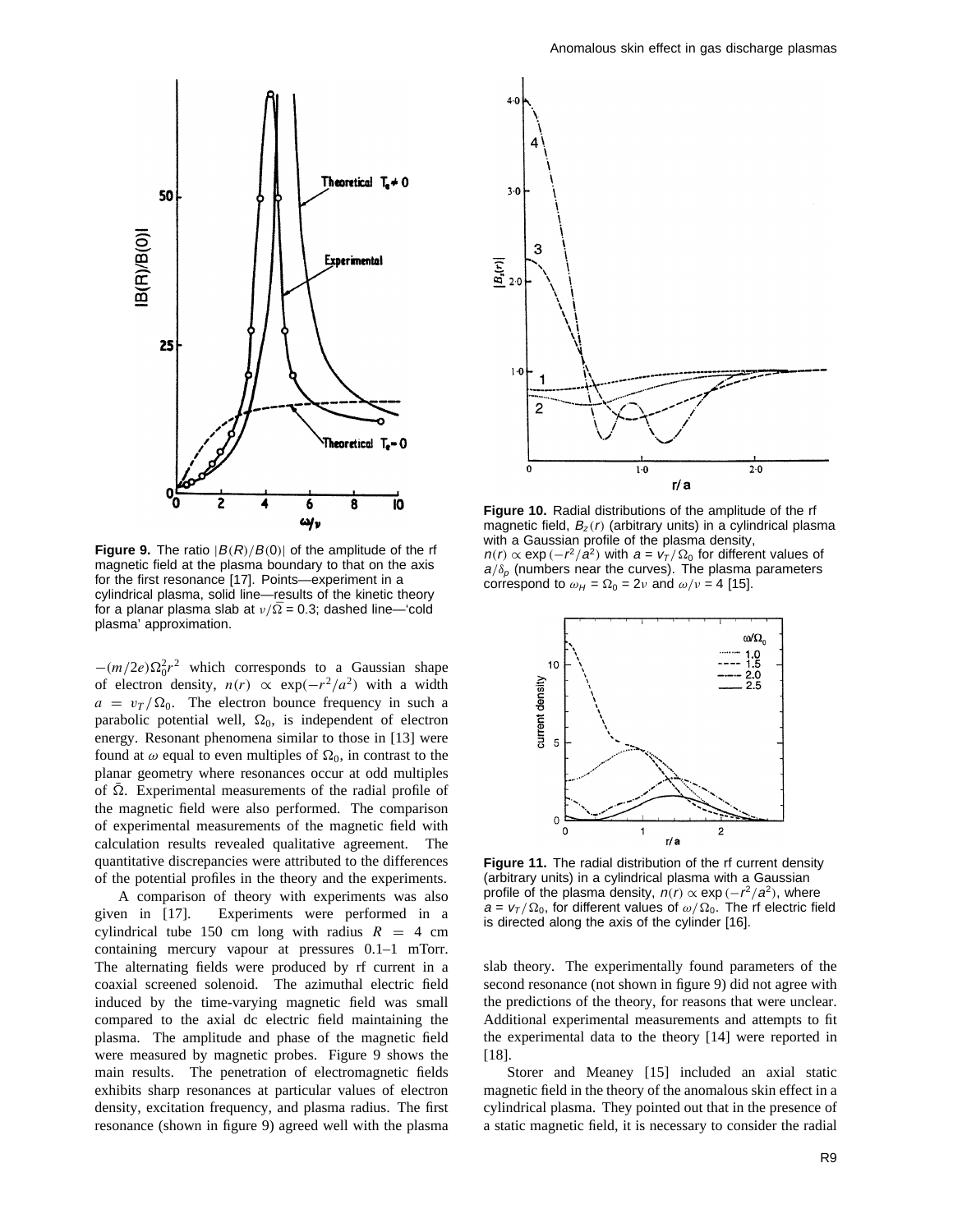**Figure 9.** The ratio $|B(R)/B(0)|$ of the amplitude of the rf magnetic field at the plasma boundary to that on the axis for the first resonance [17]. Points—experiment in a cylindrical plasma, solid line—results of the kinetic theory for a planar plasma slab at $\nu/\bar{\Omega} = 0.3$; dashed line—'cold plasma' approximation.

**Figure 10.** Radial distributions of the amplitude of the rf magnetic field, $B_z(r)$ (arbitrary units) in a cylindrical plasma with a Gaussian profile of the plasma density, $n(r) \propto \exp(-r^2/a^2)$ with $a = v_T/\Omega_0$ for different values of $a/\delta_p$ (numbers near the curves). The plasma parameters correspond to $\omega_H = \Omega_0 = 2\nu$ and $\omega/\nu = 4$ [15].

**Figure 11.** The radial distribution of the rf current density (arbitrary units) in a cylindrical plasma with a Gaussian profile of the plasma density, $n(r) \propto \exp(-r^2/a^2)$, where $a = v_T/\Omega_0$, for different values of $\omega/\Omega_0$. The rf electric field is directed along the axis of the cylinder [16].

$-(m/2e)\Omega_0^2 r^2$ which corresponds to a Gaussian shape of electron density, $n(r) \propto \exp(-r^2/a^2)$ with a width $a = v_T/\Omega_0$. The electron bounce frequency in such a parabolic potential well, $\Omega_0$, is independent of electron energy. Resonant phenomena similar to those in [13] were found at $\omega$ equal to even multiples of $\Omega_0$, in contrast to the planar geometry where resonances occur at odd multiples of $\bar{\Omega}$. Experimental measurements of the radial profile of the magnetic field were also performed. The comparison of experimental measurements of the magnetic field with calculation results revealed qualitative agreement. The quantitative discrepancies were attributed to the differences of the potential profiles in the theory and the experiments.

A comparison of theory with experiments was also given in [17]. Experiments were performed in a cylindrical tube 150 cm long with radius $R = 4$ cm containing mercury vapour at pressures 0.1–1 mTorr. The alternating fields were produced by rf current in a coaxial screened solenoid. The azimuthal electric field induced by the time-varying magnetic field was small compared to the axial dc electric field maintaining the plasma. The amplitude and phase of the magnetic field were measured by magnetic probes. Figure 9 shows the main results. The penetration of electromagnetic fields exhibits sharp resonances at particular values of electron density, excitation frequency, and plasma radius. The first resonance (shown in figure 9) agreed well with the plasma slab theory. The experimentally found parameters of the second resonance (not shown in figure 9) did not agree with the predictions of the theory, for reasons that were unclear. Additional experimental measurements and attempts to fit the experimental data to the theory [14] were reported in [18].

Storer and Meaney [15] included an axial static magnetic field in the theory of the anomalous skin effect in a cylindrical plasma. They pointed out that in the presence of a static magnetic field, it is necessary to consider the radial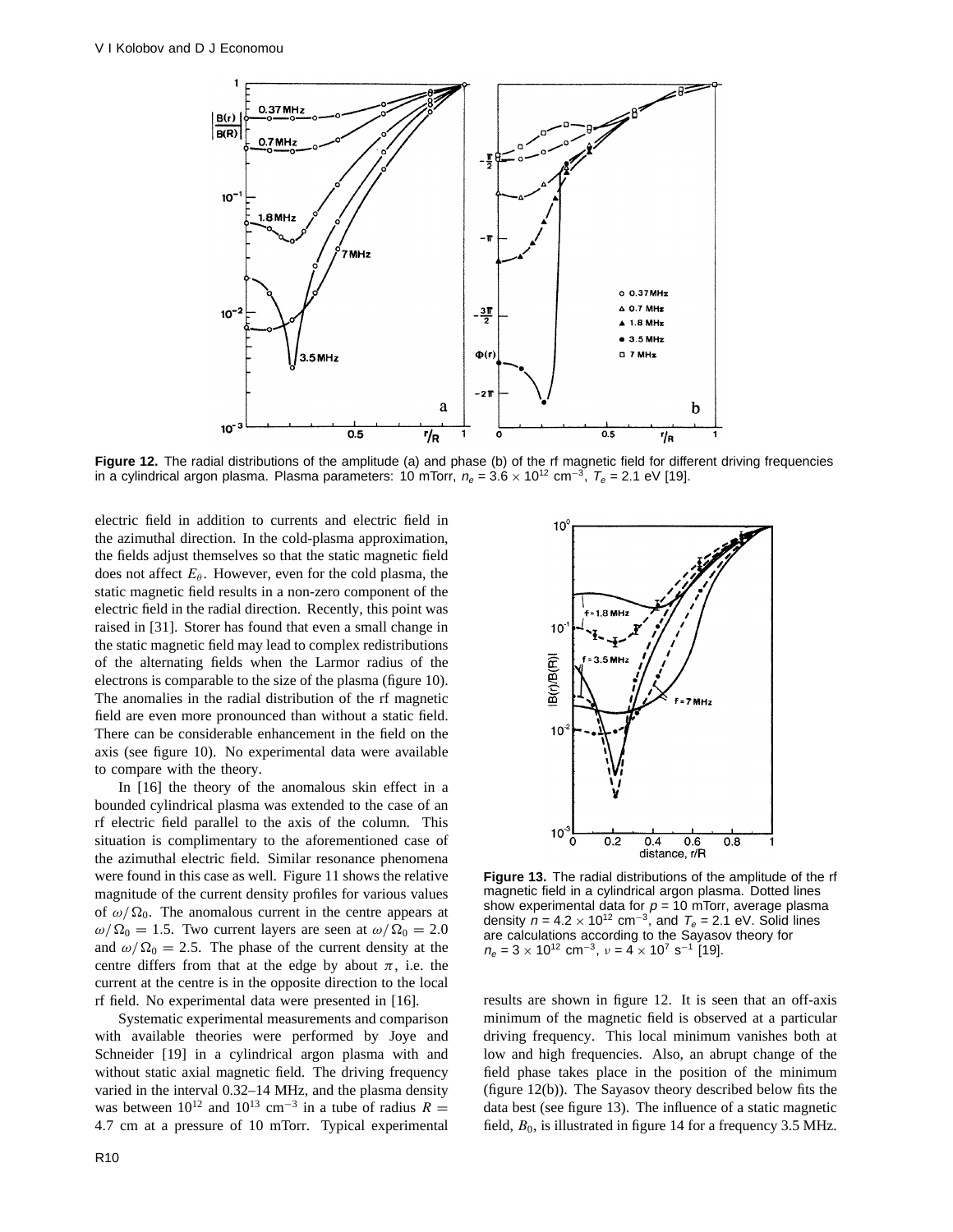**Figure 12.** The radial distributions of the amplitude (a) and phase (b) of the rf magnetic field for different driving frequencies in a cylindrical argon plasma. Plasma parameters: 10 mTorr, $n_e = 3.6 \times 10^{12}$ cm$^{-3}$, $T_e = 2.1$ eV [19].

electric field in addition to currents and electric field in the azimuthal direction. In the cold-plasma approximation, the fields adjust themselves so that the static magnetic field does not affect $E_\theta$. However, even for the cold plasma, the static magnetic field results in a non-zero component of the electric field in the radial direction. Recently, this point was raised in [31]. Storer has found that even a small change in the static magnetic field may lead to complex redistributions of the alternating fields when the Larmor radius of the electrons is comparable to the size of the plasma (figure 10). The anomalies in the radial distribution of the rf magnetic field are even more pronounced than without a static field. There can be considerable enhancement in the field on the axis (see figure 10). No experimental data were available to compare with the theory.

In [16] the theory of the anomalous skin effect in a bounded cylindrical plasma was extended to the case of an rf electric field parallel to the axis of the column. This situation is complimentary to the aforementioned case of the azimuthal electric field. Similar resonance phenomena were found in this case as well. Figure 11 shows the relative magnitude of the current density profiles for various values of $\omega/\Omega_0$. The anomalous current in the centre appears at $\omega/\Omega_0 = 1.5$. Two current layers are seen at $\omega/\Omega_0 = 2.0$ and $\omega/\Omega_0 = 2.5$. The phase of the current density at the centre differs from that at the edge by about $\pi$, i.e. the current at the centre is in the opposite direction to the local rf field. No experimental data were presented in [16].

Systematic experimental measurements and comparison with available theories were performed by Joye and Schneider [19] in a cylindrical argon plasma with and without static axial magnetic field. The driving frequency varied in the interval 0.32–14 MHz, and the plasma density was between $10^{12}$ and $10^{13}$ cm$^{-3}$ in a tube of radius $R = 4.7$ cm at a pressure of 10 mTorr. Typical experimental results are shown in figure 12. It is seen that an off-axis minimum of the magnetic field is observed at a particular driving frequency. This local minimum vanishes both at low and high frequencies. Also, an abrupt change of the field phase takes place in the position of the minimum (figure 12(b)). The Sayasov theory described below fits the data best (see figure 13). The influence of a static magnetic field, $B_0$, is illustrated in figure 14 for a frequency 3.5 MHz.

**Figure 13.** The radial distributions of the amplitude of the rf magnetic field in a cylindrical argon plasma. Dotted lines show experimental data for $p = 10$ mTorr, average plasma density $n = 4.2 \times 10^{12}$ cm$^{-3}$, and $T_e = 2.1$ eV. Solid lines are calculations according to the Sayasov theory for $n_e = 3 \times 10^{12}$ cm$^{-3}$, $\nu = 4 \times 10^7$ s$^{-1}$ [19].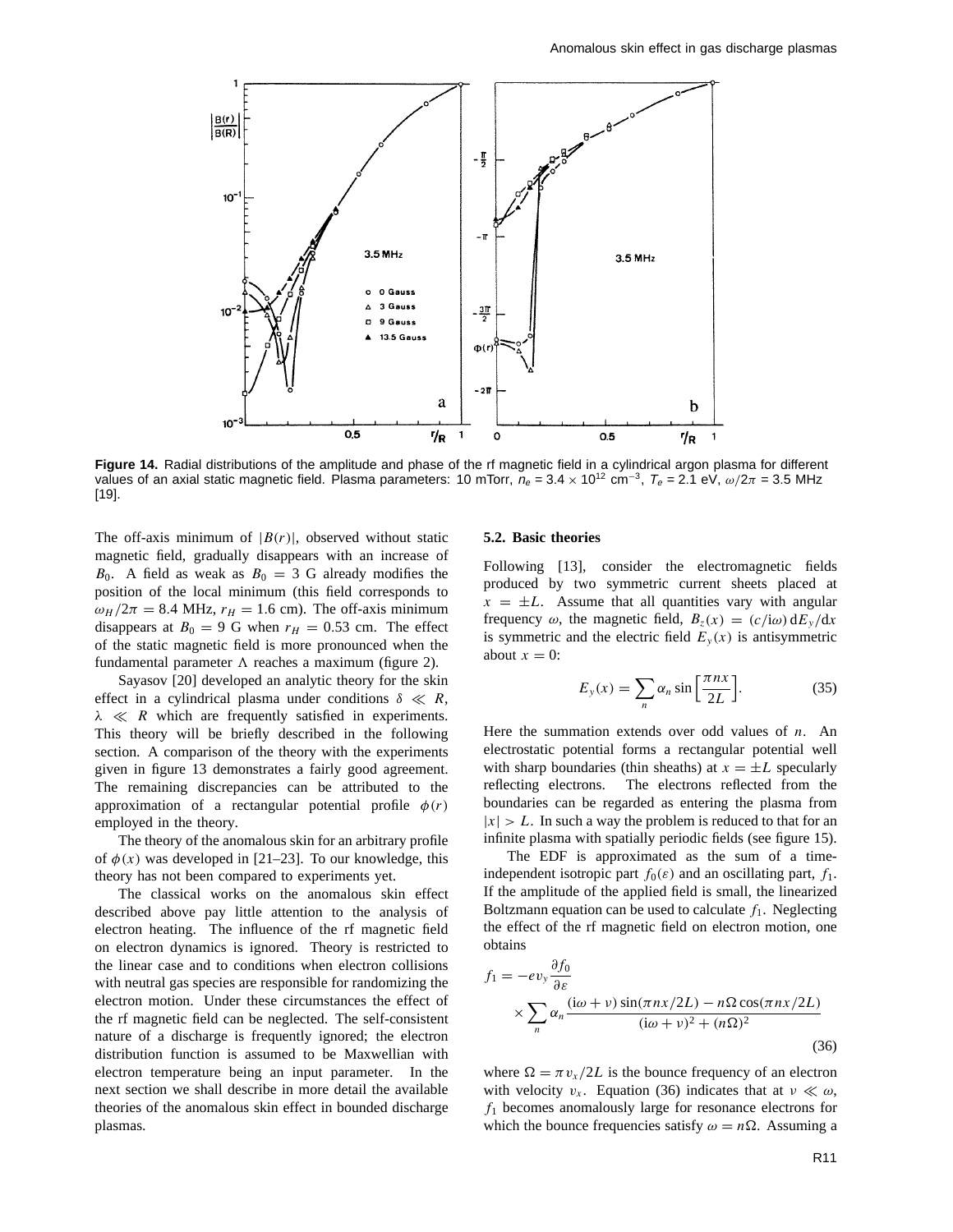**Figure 14.** Radial distributions of the amplitude and phase of the rf magnetic field in a cylindrical argon plasma for different values of an axial static magnetic field. Plasma parameters: 10 mTorr, $n_e = 3.4 \times 10^{12}$ cm$^{-3}$, $T_e = 2.1$ eV, $\omega/2\pi = 3.5$ MHz [19].

The off-axis minimum of $|B(r)|$, observed without static magnetic field, gradually disappears with an increase of $B_0$. A field as weak as $B_0 = 3$ G already modifies the position of the local minimum (this field corresponds to $\omega_H/2\pi = 8.4$ MHz, $r_H = 1.6$ cm). The off-axis minimum disappears at $B_0 = 9$ G when $r_H = 0.53$ cm. The effect of the static magnetic field is more pronounced when the fundamental parameter $\Lambda$ reaches a maximum (figure 2).

Sayasov [20] developed an analytic theory for the skin effect in a cylindrical plasma under conditions $\delta \ll R$, $\lambda \ll R$ which are frequently satisfied in experiments. This theory will be briefly described in the following section. A comparison of the theory with the experiments given in figure 13 demonstrates a fairly good agreement. The remaining discrepancies can be attributed to the approximation of a rectangular potential profile $\phi(r)$ employed in the theory.

The theory of the anomalous skin for an arbitrary profile of $\phi(x)$ was developed in [21–23]. To our knowledge, this theory has not been compared to experiments yet.

The classical works on the anomalous skin effect described above pay little attention to the analysis of electron heating. The influence of the rf magnetic field on electron dynamics is ignored. Theory is restricted to the linear case and to conditions when electron collisions with neutral gas species are responsible for randomizing the electron motion. Under these circumstances the effect of the rf magnetic field can be neglected. The self-consistent nature of a discharge is frequently ignored; the electron distribution function is assumed to be Maxwellian with electron temperature being an input parameter. In the next section we shall describe in more detail the available theories of the anomalous skin effect in bounded discharge plasmas.

### 5.2. Basic theories

Following [13], consider the electromagnetic fields produced by two symmetric current sheets placed at $x = \pm L$. Assume that all quantities vary with angular frequency $\omega$, the magnetic field, $B_z(x) = (c/\mathrm{i}\omega)\,\mathrm{d}E_y/\mathrm{d}x$ is symmetric and the electric field $E_y(x)$ is antisymmetric about $x = 0$:

$$E_y(x) = \sum_n \alpha_n \sin\left[\frac{\pi n x}{2L}\right]. \tag{35}$$

Here the summation extends over odd values of $n$. An electrostatic potential forms a rectangular potential well with sharp boundaries (thin sheaths) at $x = \pm L$ specularly reflecting electrons. The electrons reflected from the boundaries can be regarded as entering the plasma from $|x| > L$. In such a way the problem is reduced to that for an infinite plasma with spatially periodic fields (see figure 15).

The EDF is approximated as the sum of a time-independent isotropic part $f_0(\varepsilon)$ and an oscillating part, $f_1$. If the amplitude of the applied field is small, the linearized Boltzmann equation can be used to calculate $f_1$. Neglecting the effect of the rf magnetic field on electron motion, one obtains

$$f_1 = -e v_y \frac{\partial f_0}{\partial \varepsilon} \times \sum_n \alpha_n \frac{(\mathrm{i}\omega + \nu)\sin(\pi n x/2L) - n\Omega\cos(\pi n x/2L)}{(\mathrm{i}\omega + \nu)^2 + (n\Omega)^2} \tag{36}$$

where $\Omega = \pi v_x/2L$ is the bounce frequency of an electron with velocity $v_x$. Equation (36) indicates that at $\nu \ll \omega$, $f_1$ becomes anomalously large for resonance electrons for which the bounce frequencies satisfy $\omega = n\Omega$. Assuming a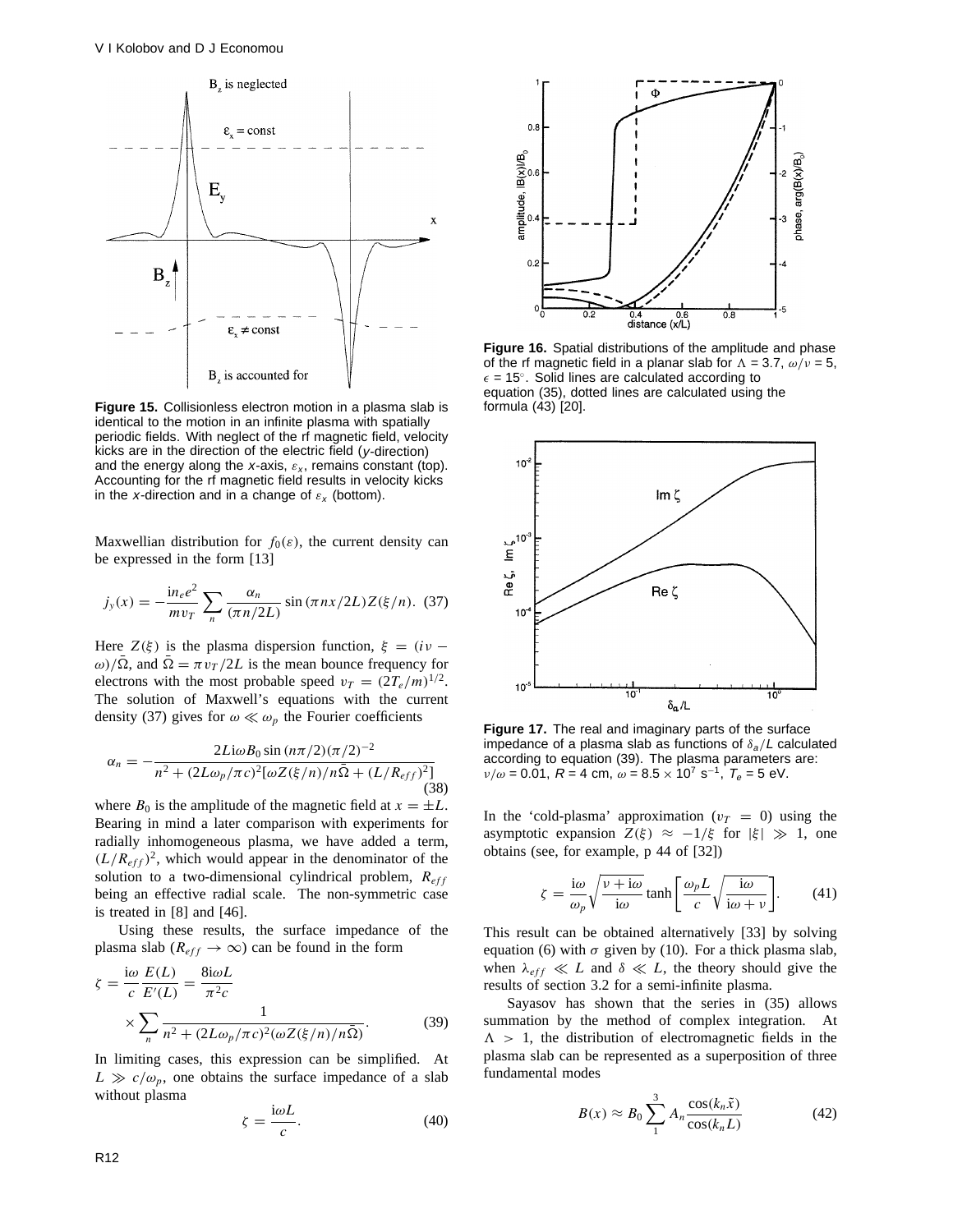Figure 15. Collisionless electron motion in a plasma slab is identical to the motion in an infinite plasma with spatially periodic fields. With neglect of the rf magnetic field, velocity kicks are in the direction of the electric field ($y$-direction) and the energy along the $x$-axis, $\varepsilon_x$, remains constant (top). Accounting for the rf magnetic field results in velocity kicks in the $x$-direction and in a change of $\varepsilon_x$ (bottom).

Figure 16. Spatial distributions of the amplitude and phase of the rf magnetic field in a planar slab for $\Lambda = 3.7$, $\omega/\nu = 5$, $\epsilon = 15^{\circ}$. Solid lines are calculated according to equation (35), dotted lines are calculated using the formula (43) [20].

Figure 17. The real and imaginary parts of the surface impedance of a plasma slab as functions of $\delta_a/L$ calculated according to equation (39). The plasma parameters are: $\nu/\omega = 0.01$, $R = 4$ cm, $\omega = 8.5 \times 10^7$ s$^{-1}$, $T_e = 5$ eV.

Maxwellian distribution for $f_0(\varepsilon)$, the current density can be expressed in the form [13]

$$j_y(x) = -\frac{\mathrm{i}n_e e^2}{m v_T} \sum_n \frac{\alpha_n}{(\pi n/2L)} \sin(\pi n x/2L) Z(\xi/n). \quad (37)$$

Here $Z(\xi)$ is the plasma dispersion function, $\xi = (\mathrm{i}\nu - \omega)/\bar{\Omega}$, and $\bar{\Omega} = \pi v_T/2L$ is the mean bounce frequency for electrons with the most probable speed $v_T = (2T_e/m)^{1/2}$. The solution of Maxwell's equations with the current density (37) gives for $\omega \ll \omega_p$ the Fourier coefficients

$$\alpha_n = -\frac{2L\mathrm{i}\omega B_0 \sin(n\pi/2)(\pi/2)^{-2}}{n^2 + (2L\omega_p/\pi c)^2[\omega Z(\xi/n)/n\bar{\Omega} + (L/R_{eff})^2]} \quad (38)$$

where $B_0$ is the amplitude of the magnetic field at $x = \pm L$. Bearing in mind a later comparison with experiments for radially inhomogeneous plasma, we have added a term, $(L/R_{eff})^2$, which would appear in the denominator of the solution to a two-dimensional cylindrical problem, $R_{eff}$ being an effective radial scale. The non-symmetric case is treated in [8] and [46].

Using these results, the surface impedance of the plasma slab ($R_{eff} \to \infty$) can be found in the form

$$\zeta = \frac{\mathrm{i}\omega}{c}\frac{E(L)}{E'(L)} = \frac{8\mathrm{i}\omega L}{\pi^2 c} \times \sum_n \frac{1}{n^2 + (2L\omega_p/\pi c)^2(\omega Z(\xi/n)/n\bar{\Omega})}. \quad (39)$$

In limiting cases, this expression can be simplified. At $L \gg c/\omega_p$, one obtains the surface impedance of a slab without plasma

$$\zeta = \frac{\mathrm{i}\omega L}{c}. \quad (40)$$

In the 'cold-plasma' approximation ($v_T = 0$) using the asymptotic expansion $Z(\xi) \approx -1/\xi$ for $|\xi| \gg 1$, one obtains (see, for example, p 44 of [32])

$$\zeta = \frac{\mathrm{i}\omega}{\omega_p}\sqrt{\frac{\nu + \mathrm{i}\omega}{\mathrm{i}\omega}} \tanh\left[\frac{\omega_p L}{c}\sqrt{\frac{\mathrm{i}\omega}{\mathrm{i}\omega + \nu}}\right]. \quad (41)$$

This result can be obtained alternatively [33] by solving equation (6) with $\sigma$ given by (10). For a thick plasma slab, when $\lambda_{eff} \ll L$ and $\delta \ll L$, the theory should give the results of section 3.2 for a semi-infinite plasma.

Sayasov has shown that the series in (35) allows summation by the method of complex integration. At $\Lambda > 1$, the distribution of electromagnetic fields in the plasma slab can be represented as a superposition of three fundamental modes

$$B(x) \approx B_0 \sum_1^3 A_n \frac{\cos(k_n \tilde{x})}{\cos(k_n L)} \quad (42)$$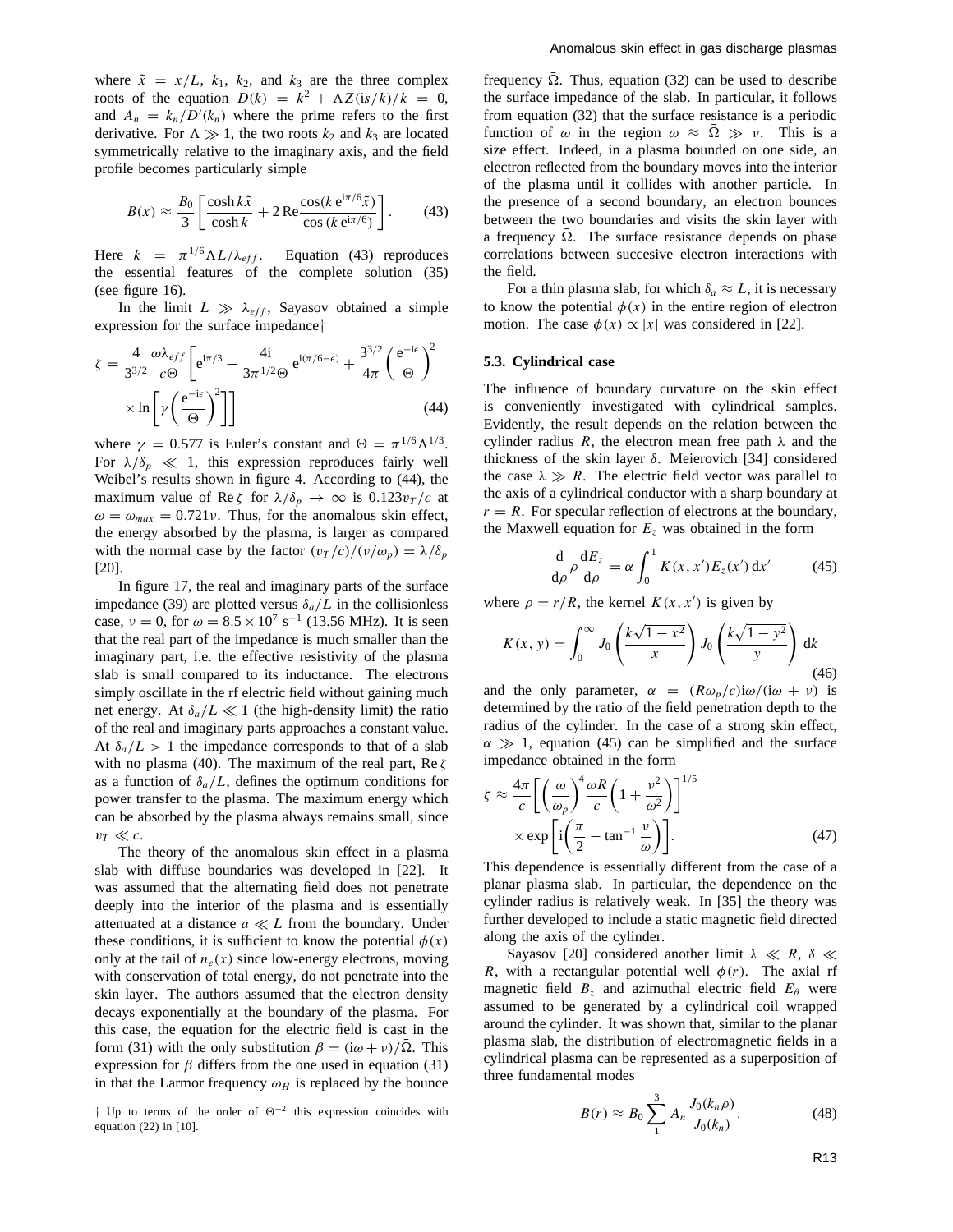where $\tilde{x} = x/L$, $k_1$, $k_2$, and $k_3$ are the three complex roots of the equation $D(k) = k^2 + \Lambda Z(\mathrm{i}s/k)/k = 0$, and $A_n = k_n/D'(k_n)$ where the prime refers to the first derivative. For $\Lambda \gg 1$, the two roots $k_2$ and $k_3$ are located symmetrically relative to the imaginary axis, and the field profile becomes particularly simple

$$B(x) \approx \frac{B_0}{3}\left[\frac{\cosh k\tilde{x}}{\cosh k} + 2\,\mathrm{Re}\frac{\cos(k\,\mathrm{e}^{\mathrm{i}\pi/6}\tilde{x})}{\cos(k\,\mathrm{e}^{\mathrm{i}\pi/6})}\right]. \qquad (43)$$

Here $k = \pi^{1/6}\Lambda L/\lambda_{eff}$. Equation (43) reproduces the essential features of the complete solution (35) (see figure 16).

In the limit $L \gg \lambda_{eff}$, Sayasov obtained a simple expression for the surface impedance†

$$\zeta = \frac{4}{3^{3/2}}\frac{\omega\lambda_{eff}}{c\Theta}\left[\mathrm{e}^{\mathrm{i}\pi/3} + \frac{4\mathrm{i}}{3\pi^{1/2}\Theta}\,\mathrm{e}^{\mathrm{i}(\pi/6-\epsilon)} + \frac{3^{3/2}}{4\pi}\left(\frac{\mathrm{e}^{-\mathrm{i}\epsilon}}{\Theta}\right)^2 \times \ln\left[\gamma\left(\frac{\mathrm{e}^{-\mathrm{i}\epsilon}}{\Theta}\right)^2\right]\right] \qquad (44)$$

where $\gamma = 0.577$ is Euler's constant and $\Theta = \pi^{1/6}\Lambda^{1/3}$. For $\lambda/\delta_p \ll 1$, this expression reproduces fairly well Weibel's results shown in figure 4. According to (44), the maximum value of $\mathrm{Re}\,\zeta$ for $\lambda/\delta_p \to \infty$ is $0.123 v_T/c$ at $\omega = \omega_{max} = 0.721\nu$. Thus, for the anomalous skin effect, the energy absorbed by the plasma, is larger as compared with the normal case by the factor $(v_T/c)/(\nu/\omega_p) = \lambda/\delta_p$ [20].

In figure 17, the real and imaginary parts of the surface impedance (39) are plotted versus $\delta_a/L$ in the collisionless case, $\nu = 0$, for $\omega = 8.5\times 10^7$ s$^{-1}$ (13.56 MHz). It is seen that the real part of the impedance is much smaller than the imaginary part, i.e. the effective resistivity of the plasma slab is small compared to its inductance. The electrons simply oscillate in the rf electric field without gaining much net energy. At $\delta_a/L \ll 1$ (the high-density limit) the ratio of the real and imaginary parts approaches a constant value. At $\delta_a/L > 1$ the impedance corresponds to that of a slab with no plasma (40). The maximum of the real part, $\mathrm{Re}\,\zeta$ as a function of $\delta_a/L$, defines the optimum conditions for power transfer to the plasma. The maximum energy which can be absorbed by the plasma always remains small, since $v_T \ll c$.

The theory of the anomalous skin effect in a plasma slab with diffuse boundaries was developed in [22]. It was assumed that the alternating field does not penetrate deeply into the interior of the plasma and is essentially attenuated at a distance $a \ll L$ from the boundary. Under these conditions, it is sufficient to know the potential $\phi(x)$ only at the tail of $n_e(x)$ since low-energy electrons, moving with conservation of total energy, do not penetrate into the skin layer. The authors assumed that the electron density decays exponentially at the boundary of the plasma. For this case, the equation for the electric field is cast in the form (31) with the only substitution $\beta = (\mathrm{i}\omega + \nu)/\bar{\Omega}$. This expression for $\beta$ differs from the one used in equation (31) in that the Larmor frequency $\omega_H$ is replaced by the bounce frequency $\bar{\Omega}$. Thus, equation (32) can be used to describe the surface impedance of the slab. In particular, it follows from equation (32) that the surface resistance is a periodic function of $\omega$ in the region $\omega \approx \bar{\Omega} \gg \nu$. This is a size effect. Indeed, in a plasma bounded on one side, an electron reflected from the boundary moves into the interior of the plasma until it collides with another particle. In the presence of a second boundary, an electron bounces between the two boundaries and visits the skin layer with a frequency $\bar{\Omega}$. The surface resistance depends on phase correlations between succesive electron interactions with the field.

For a thin plasma slab, for which $\delta_a \approx L$, it is necessary to know the potential $\phi(x)$ in the entire region of electron motion. The case $\phi(x) \propto |x|$ was considered in [22].

† Up to terms of the order of $\Theta^{-2}$ this expression coincides with equation (22) in [10].

### 5.3. Cylindrical case

The influence of boundary curvature on the skin effect is conveniently investigated with cylindrical samples. Evidently, the result depends on the relation between the cylinder radius $R$, the electron mean free path $\lambda$ and the thickness of the skin layer $\delta$. Meierovich [34] considered the case $\lambda \gg R$. The electric field vector was parallel to the axis of a cylindrical conductor with a sharp boundary at $r = R$. For specular reflection of electrons at the boundary, the Maxwell equation for $E_z$ was obtained in the form

$$\frac{\mathrm{d}}{\mathrm{d}\rho}\rho\frac{\mathrm{d}E_z}{\mathrm{d}\rho} = \alpha\int_0^1 K(x,x')E_z(x')\,\mathrm{d}x' \qquad (45)$$

where $\rho = r/R$, the kernel $K(x,x')$ is given by

$$K(x,y) = \int_0^\infty J_0\left(\frac{k\sqrt{1-x^2}}{x}\right)J_0\left(\frac{k\sqrt{1-y^2}}{y}\right)\mathrm{d}k \qquad (46)$$

and the only parameter, $\alpha = (R\omega_p/c)\mathrm{i}\omega/(\mathrm{i}\omega+\nu)$ is determined by the ratio of the field penetration depth to the radius of the cylinder. In the case of a strong skin effect, $\alpha \gg 1$, equation (45) can be simplified and the surface impedance obtained in the form

$$\zeta \approx \frac{4\pi}{c}\left[\left(\frac{\omega}{\omega_p}\right)^4\frac{\omega R}{c}\left(1+\frac{\nu^2}{\omega^2}\right)\right]^{1/5} \times \exp\left[\mathrm{i}\left(\frac{\pi}{2} - \tan^{-1}\frac{\nu}{\omega}\right)\right]. \qquad (47)$$

This dependence is essentially different from the case of a planar plasma slab. In particular, the dependence on the cylinder radius is relatively weak. In [35] the theory was further developed to include a static magnetic field directed along the axis of the cylinder.

Sayasov [20] considered another limit $\lambda \ll R$, $\delta \ll R$, with a rectangular potential well $\phi(r)$. The axial rf magnetic field $B_z$ and azimuthal electric field $E_\theta$ were assumed to be generated by a cylindrical coil wrapped around the cylinder. It was shown that, similar to the planar plasma slab, the distribution of electromagnetic fields in a cylindrical plasma can be represented as a superposition of three fundamental modes

$$B(r) \approx B_0\sum_1^3 A_n\frac{J_0(k_n\rho)}{J_0(k_n)}. \qquad (48)$$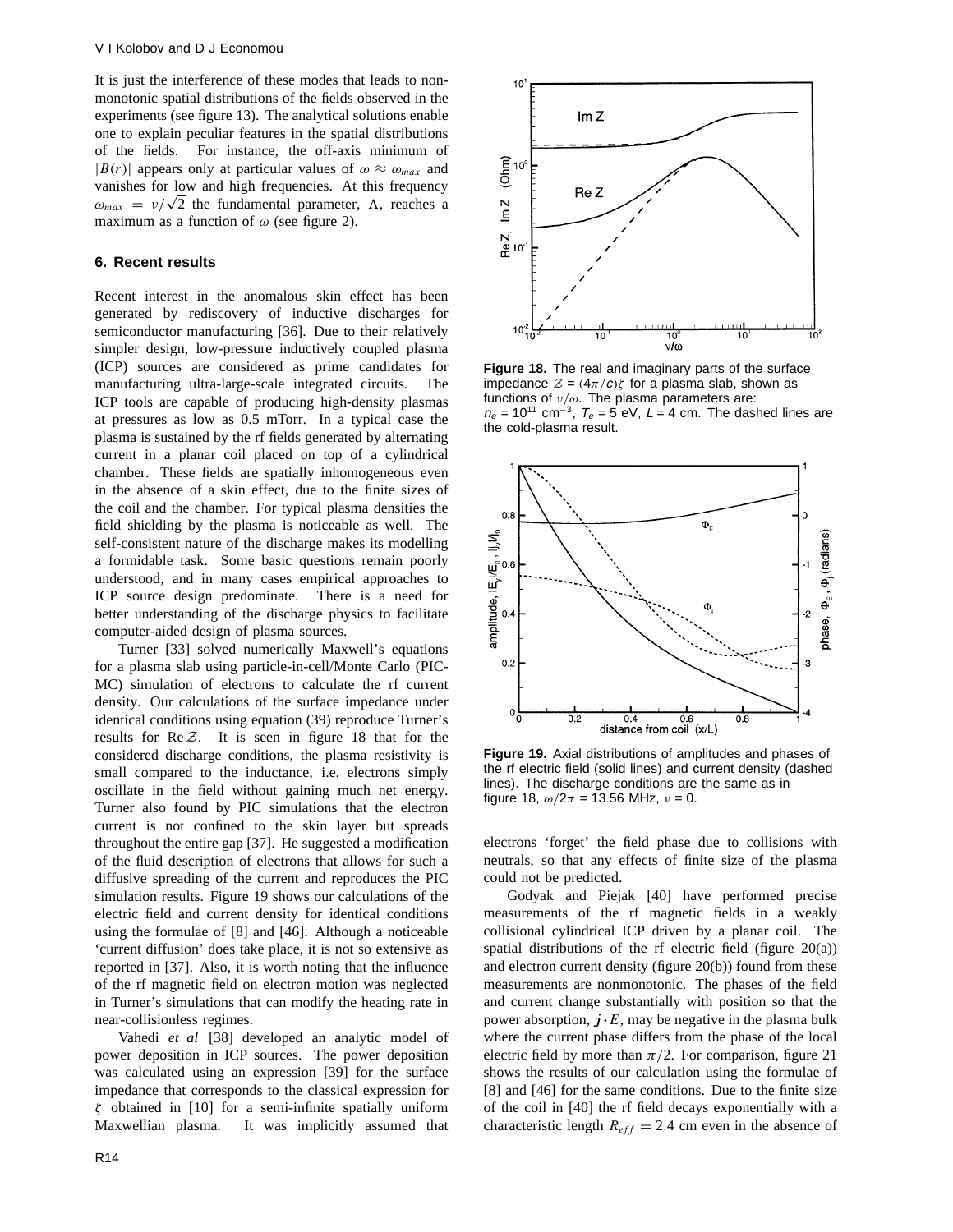It is just the interference of these modes that leads to nonmonotonic spatial distributions of the fields observed in the experiments (see figure 13). The analytical solutions enable one to explain peculiar features in the spatial distributions of the fields. For instance, the off-axis minimum of $|B(r)|$ appears only at particular values of $\omega \approx \omega_{max}$ and vanishes for low and high frequencies. At this frequency $\omega_{max} = \nu/\sqrt{2}$ the fundamental parameter, $\Lambda$, reaches a maximum as a function of $\omega$ (see figure 2).

## 6. Recent results

Recent interest in the anomalous skin effect has been generated by rediscovery of inductive discharges for semiconductor manufacturing [36]. Due to their relatively simpler design, low-pressure inductively coupled plasma (ICP) sources are considered as prime candidates for manufacturing ultra-large-scale integrated circuits. The ICP tools are capable of producing high-density plasmas at pressures as low as 0.5 mTorr. In a typical case the plasma is sustained by the rf fields generated by alternating current in a planar coil placed on top of a cylindrical chamber. These fields are spatially inhomogeneous even in the absence of a skin effect, due to the finite sizes of the coil and the chamber. For typical plasma densities the field shielding by the plasma is noticeable as well. The self-consistent nature of the discharge makes its modelling a formidable task. Some basic questions remain poorly understood, and in many cases empirical approaches to ICP source design predominate. There is a need for better understanding of the discharge physics to facilitate computer-aided design of plasma sources.

Turner [33] solved numerically Maxwell's equations for a plasma slab using particle-in-cell/Monte Carlo (PIC-MC) simulation of electrons to calculate the rf current density. Our calculations of the surface impedance under identical conditions using equation (39) reproduce Turner's results for $\mathrm{Re}\,\mathcal{Z}$. It is seen in figure 18 that for the considered discharge conditions, the plasma resistivity is small compared to the inductance, i.e. electrons simply oscillate in the field without gaining much net energy. Turner also found by PIC simulations that the electron current is not confined to the skin layer but spreads throughout the entire gap [37]. He suggested a modification of the fluid description of electrons that allows for such a diffusive spreading of the current and reproduces the PIC simulation results. Figure 19 shows our calculations of the electric field and current density for identical conditions using the formulae of [8] and [46]. Although a noticeable 'current diffusion' does take place, it is not so extensive as reported in [37]. Also, it is worth noting that the influence of the rf magnetic field on electron motion was neglected in Turner's simulations that can modify the heating rate in near-collisionless regimes.

Vahedi *et al* [38] developed an analytic model of power deposition in ICP sources. The power deposition was calculated using an expression [39] for the surface impedance that corresponds to the classical expression for $\zeta$ obtained in [10] for a semi-infinite spatially uniform Maxwellian plasma. It was implicitly assumed that electrons 'forget' the field phase due to collisions with neutrals, so that any effects of finite size of the plasma could not be predicted.

**Figure 18.** The real and imaginary parts of the surface impedance $\mathcal{Z} = (4\pi/c)\zeta$ for a plasma slab, shown as functions of $\nu/\omega$. The plasma parameters are: $n_e = 10^{11}$ cm$^{-3}$, $T_e = 5$ eV, $L = 4$ cm. The dashed lines are the cold-plasma result.

**Figure 19.** Axial distributions of amplitudes and phases of the rf electric field (solid lines) and current density (dashed lines). The discharge conditions are the same as in figure 18, $\omega/2\pi = 13.56$ MHz, $\nu = 0$.

Godyak and Piejak [40] have performed precise measurements of the rf magnetic fields in a weakly collisional cylindrical ICP driven by a planar coil. The spatial distributions of the rf electric field (figure 20(a)) and electron current density (figure 20(b)) found from these measurements are nonmonotonic. The phases of the field and current change substantially with position so that the power absorption, $\boldsymbol{j}\cdot E$, may be negative in the plasma bulk where the current phase differs from the phase of the local electric field by more than $\pi/2$. For comparison, figure 21 shows the results of our calculation using the formulae of [8] and [46] for the same conditions. Due to the finite size of the coil in [40] the rf field decays exponentially with a characteristic length $R_{eff} = 2.4$ cm even in the absence of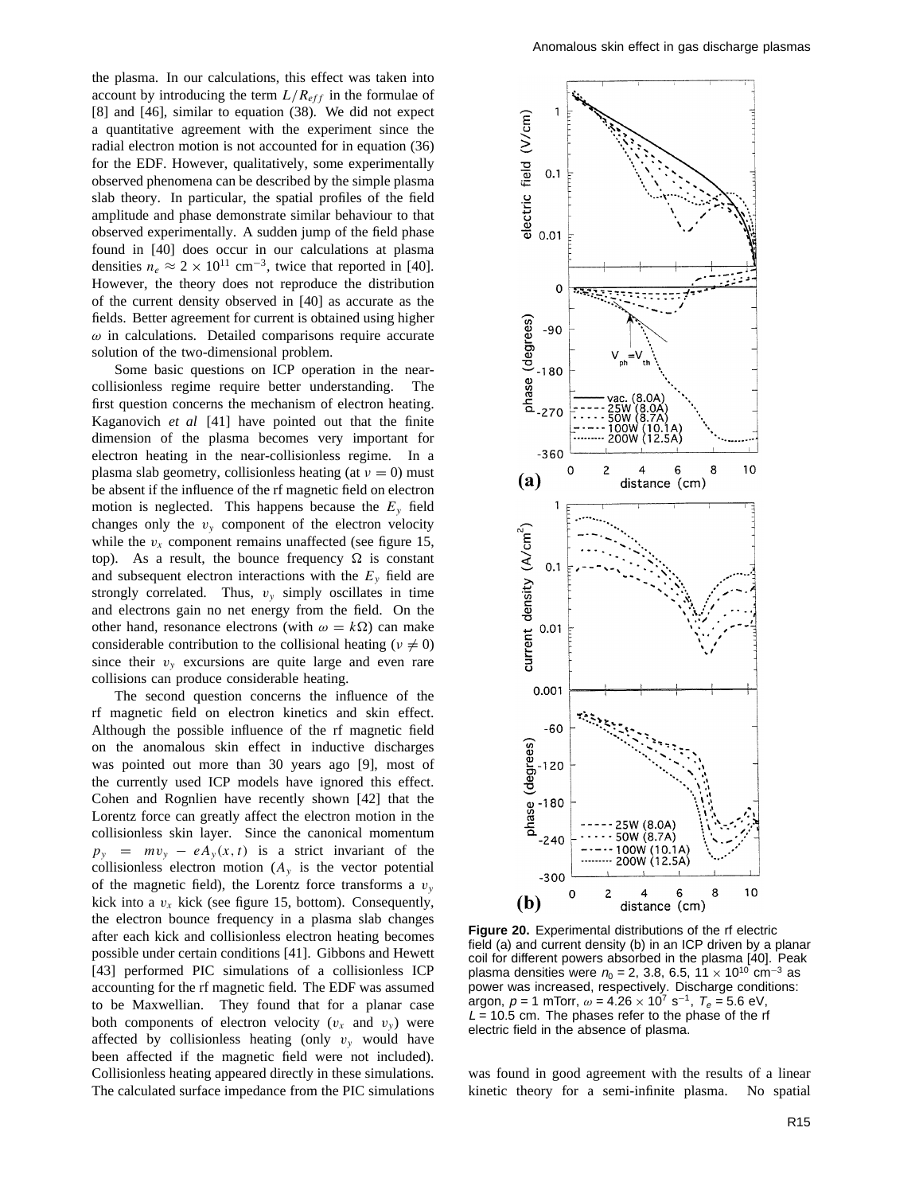the plasma. In our calculations, this effect was taken into account by introducing the term $L/R_{eff}$ in the formulae of [8] and [46], similar to equation (38). We did not expect a quantitative agreement with the experiment since the radial electron motion is not accounted for in equation (36) for the EDF. However, qualitatively, some experimentally observed phenomena can be described by the simple plasma slab theory. In particular, the spatial profiles of the field amplitude and phase demonstrate similar behaviour to that observed experimentally. A sudden jump of the field phase found in [40] does occur in our calculations at plasma densities $n_e \approx 2 \times 10^{11}$ cm$^{-3}$, twice that reported in [40]. However, the theory does not reproduce the distribution of the current density observed in [40] as accurate as the fields. Better agreement for current is obtained using higher $\omega$ in calculations. Detailed comparisons require accurate solution of the two-dimensional problem.

Some basic questions on ICP operation in the near-collisionless regime require better understanding. The first question concerns the mechanism of electron heating. Kaganovich *et al* [41] have pointed out that the finite dimension of the plasma becomes very important for electron heating in the near-collisionless regime. In a plasma slab geometry, collisionless heating (at $\nu = 0$) must be absent if the influence of the rf magnetic field on electron motion is neglected. This happens because the $E_y$ field changes only the $v_y$ component of the electron velocity while the $v_x$ component remains unaffected (see figure 15, top). As a result, the bounce frequency $\Omega$ is constant and subsequent electron interactions with the $E_y$ field are strongly correlated. Thus, $v_y$ simply oscillates in time and electrons gain no net energy from the field. On the other hand, resonance electrons (with $\omega = k\Omega$) can make considerable contribution to the collisional heating ($\nu \neq 0$) since their $v_y$ excursions are quite large and even rare collisions can produce considerable heating.

The second question concerns the influence of the rf magnetic field on electron kinetics and skin effect. Although the possible influence of the rf magnetic field on the anomalous skin effect in inductive discharges was pointed out more than 30 years ago [9], most of the currently used ICP models have ignored this effect. Cohen and Rognlien have recently shown [42] that the Lorentz force can greatly affect the electron motion in the collisionless skin layer. Since the canonical momentum $p_y = mv_y - eA_y(x,t)$ is a strict invariant of the collisionless electron motion ($A_y$ is the vector potential of the magnetic field), the Lorentz force transforms a $v_y$ kick into a $v_x$ kick (see figure 15, bottom). Consequently, the electron bounce frequency in a plasma slab changes after each kick and collisionless electron heating becomes possible under certain conditions [41]. Gibbons and Hewett [43] performed PIC simulations of a collisionless ICP accounting for the rf magnetic field. The EDF was assumed to be Maxwellian. They found that for a planar case both components of electron velocity ($v_x$ and $v_y$) were affected by collisionless heating (only $v_y$ would have been affected if the magnetic field were not included). Collisionless heating appeared directly in these simulations. The calculated surface impedance from the PIC simulations was found in good agreement with the results of a linear kinetic theory for a semi-infinite plasma. No spatial

**Figure 20.** Experimental distributions of the rf electric field (a) and current density (b) in an ICP driven by a planar coil for different powers absorbed in the plasma [40]. Peak plasma densities were $n_0$ = 2, 3.8, 6.5, 11 $\times$ 10$^{10}$ cm$^{-3}$ as power was increased, respectively. Discharge conditions: argon, $p$ = 1 mTorr, $\omega$ = 4.26 $\times$ 10$^{7}$ s$^{-1}$, $T_e$ = 5.6 eV, $L$ = 10.5 cm. The phases refer to the phase of the rf electric field in the absence of plasma.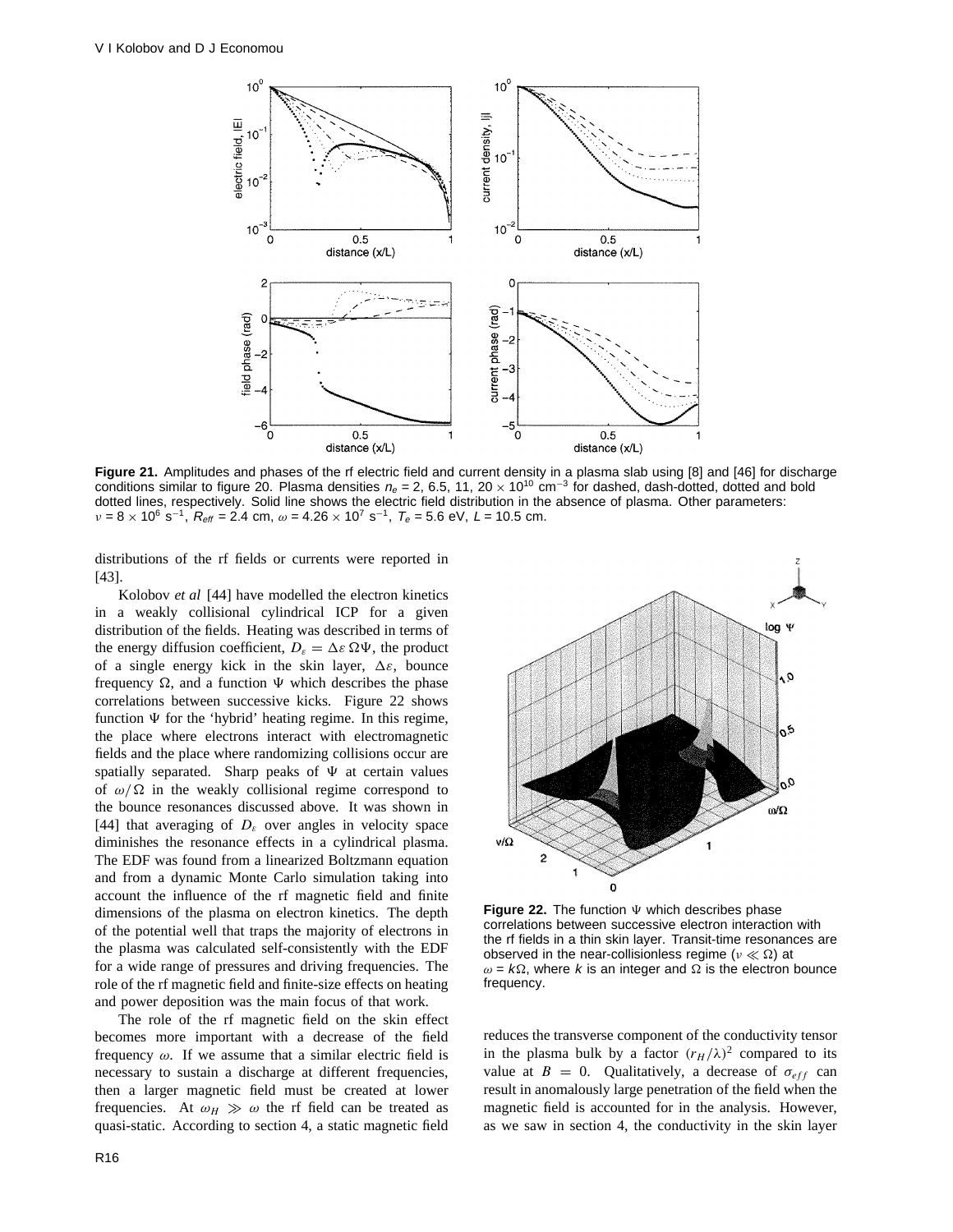**Figure 21.** Amplitudes and phases of the rf electric field and current density in a plasma slab using [8] and [46] for discharge conditions similar to figure 20. Plasma densities $n_e$ = 2, 6.5, 11, 20 $\times$ $10^{10}$ cm$^{-3}$ for dashed, dash-dotted, dotted and bold dotted lines, respectively. Solid line shows the electric field distribution in the absence of plasma. Other parameters: $\nu = 8 \times 10^6$ s$^{-1}$, $R_{eff}$ = 2.4 cm, $\omega = 4.26 \times 10^7$ s$^{-1}$, $T_e$ = 5.6 eV, $L$ = 10.5 cm.

distributions of the rf fields or currents were reported in [43].

Kolobov *et al* [44] have modelled the electron kinetics in a weakly collisional cylindrical ICP for a given distribution of the fields. Heating was described in terms of the energy diffusion coefficient, $D_\varepsilon = \Delta\varepsilon\,\Omega\Psi$, the product of a single energy kick in the skin layer, $\Delta\varepsilon$, bounce frequency $\Omega$, and a function $\Psi$ which describes the phase correlations between successive kicks. Figure 22 shows function $\Psi$ for the 'hybrid' heating regime. In this regime, the place where electrons interact with electromagnetic fields and the place where randomizing collisions occur are spatially separated. Sharp peaks of $\Psi$ at certain values of $\omega/\Omega$ in the weakly collisional regime correspond to the bounce resonances discussed above. It was shown in [44] that averaging of $D_\varepsilon$ over angles in velocity space diminishes the resonance effects in a cylindrical plasma. The EDF was found from a linearized Boltzmann equation and from a dynamic Monte Carlo simulation taking into account the influence of the rf magnetic field and finite dimensions of the plasma on electron kinetics. The depth of the potential well that traps the majority of electrons in the plasma was calculated self-consistently with the EDF for a wide range of pressures and driving frequencies. The role of the rf magnetic field and finite-size effects on heating and power deposition was the main focus of that work.

**Figure 22.** The function $\Psi$ which describes phase correlations between successive electron interaction with the rf fields in a thin skin layer. Transit-time resonances are observed in the near-collisionless regime ($\nu \ll \Omega$) at $\omega = k\Omega$, where $k$ is an integer and $\Omega$ is the electron bounce frequency.

The role of the rf magnetic field on the skin effect becomes more important with a decrease of the field frequency $\omega$. If we assume that a similar electric field is necessary to sustain a discharge at different frequencies, then a larger magnetic field must be created at lower frequencies. At $\omega_H \gg \omega$ the rf field can be treated as quasi-static. According to section 4, a static magnetic field reduces the transverse component of the conductivity tensor in the plasma bulk by a factor $(r_H/\lambda)^2$ compared to its value at $B = 0$. Qualitatively, a decrease of $\sigma_{eff}$ can result in anomalously large penetration of the field when the magnetic field is accounted for in the analysis. However, as we saw in section 4, the conductivity in the skin layer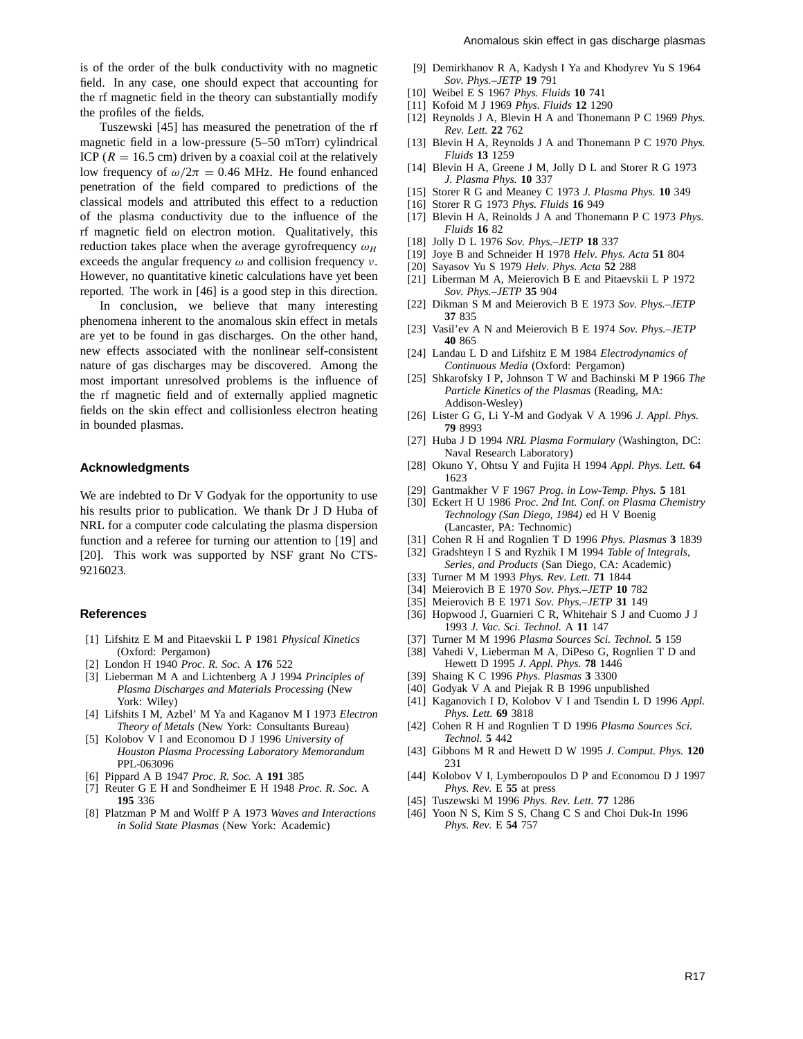is of the order of the bulk conductivity with no magnetic field. In any case, one should expect that accounting for the rf magnetic field in the theory can substantially modify the profiles of the fields.

Tuszewski [45] has measured the penetration of the rf magnetic field in a low-pressure (5–50 mTorr) cylindrical ICP ($R = 16.5$ cm) driven by a coaxial coil at the relatively low frequency of $\omega/2\pi = 0.46$ MHz. He found enhanced penetration of the field compared to predictions of the classical models and attributed this effect to a reduction of the plasma conductivity due to the influence of the rf magnetic field on electron motion. Qualitatively, this reduction takes place when the average gyrofrequency $\omega_H$ exceeds the angular frequency $\omega$ and collision frequency $\nu$. However, no quantitative kinetic calculations have yet been reported. The work in [46] is a good step in this direction.

In conclusion, we believe that many interesting phenomena inherent to the anomalous skin effect in metals are yet to be found in gas discharges. On the other hand, new effects associated with the nonlinear self-consistent nature of gas discharges may be discovered. Among the most important unresolved problems is the influence of the rf magnetic field and of externally applied magnetic fields on the skin effect and collisionless electron heating in bounded plasmas.

### Acknowledgments

We are indebted to Dr V Godyak for the opportunity to use his results prior to publication. We thank Dr J D Huba of NRL for a computer code calculating the plasma dispersion function and a referee for turning our attention to [19] and [20]. This work was supported by NSF grant No CTS-9216023.

### References

[1] Lifshitz E M and Pitaevskii L P 1981 *Physical Kinetics* (Oxford: Pergamon)
[2] London H 1940 *Proc. R. Soc.* A **176** 522
[3] Lieberman M A and Lichtenberg A J 1994 *Principles of Plasma Discharges and Materials Processing* (New York: Wiley)
[4] Lifshits I M, Azbel' M Ya and Kaganov M I 1973 *Electron Theory of Metals* (New York: Consultants Bureau)
[5] Kolobov V I and Economou D J 1996 *University of Houston Plasma Processing Laboratory Memorandum* PPL-063096
[6] Pippard A B 1947 *Proc. R. Soc.* A **191** 385
[7] Reuter G E H and Sondheimer E H 1948 *Proc. R. Soc.* A **195** 336
[8] Platzman P M and Wolff P A 1973 *Waves and Interactions in Solid State Plasmas* (New York: Academic)
[9] Demirkhanov R A, Kadysh I Ya and Khodyrev Yu S 1964 *Sov. Phys.–JETP* **19** 791
[10] Weibel E S 1967 *Phys. Fluids* **10** 741
[11] Kofoid M J 1969 *Phys. Fluids* **12** 1290
[12] Reynolds J A, Blevin H A and Thonemann P C 1969 *Phys. Rev. Lett.* **22** 762
[13] Blevin H A, Reynolds J A and Thonemann P C 1970 *Phys. Fluids* **13** 1259
[14] Blevin H A, Greene J M, Jolly D L and Storer R G 1973 *J. Plasma Phys.* **10** 337
[15] Storer R G and Meaney C 1973 *J. Plasma Phys.* **10** 349
[16] Storer R G 1973 *Phys. Fluids* **16** 949
[17] Blevin H A, Reinolds J A and Thonemann P C 1973 *Phys. Fluids* **16** 82
[18] Jolly D L 1976 *Sov. Phys.–JETP* **18** 337
[19] Joye B and Schneider H 1978 *Helv. Phys. Acta* **51** 804
[20] Sayasov Yu S 1979 *Helv. Phys. Acta* **52** 288
[21] Liberman M A, Meierovich B E and Pitaevskii L P 1972 *Sov. Phys.–JETP* **35** 904
[22] Dikman S M and Meierovich B E 1973 *Sov. Phys.–JETP* **37** 835
[23] Vasil'ev A N and Meierovich B E 1974 *Sov. Phys.–JETP* **40** 865
[24] Landau L D and Lifshitz E M 1984 *Electrodynamics of Continuous Media* (Oxford: Pergamon)
[25] Shkarofsky I P, Johnson T W and Bachinski M P 1966 *The Particle Kinetics of the Plasmas* (Reading, MA: Addison-Wesley)
[26] Lister G G, Li Y-M and Godyak V A 1996 *J. Appl. Phys.* **79** 8993
[27] Huba J D 1994 *NRL Plasma Formulary* (Washington, DC: Naval Research Laboratory)
[28] Okuno Y, Ohtsu Y and Fujita H 1994 *Appl. Phys. Lett.* **64** 1623
[29] Gantmakher V F 1967 *Prog. in Low-Temp. Phys.* **5** 181
[30] Eckert H U 1986 *Proc. 2nd Int. Conf. on Plasma Chemistry Technology (San Diego, 1984)* ed H V Boenig (Lancaster, PA: Technomic)
[31] Cohen R H and Rognlien T D 1996 *Phys. Plasmas* **3** 1839
[32] Gradshteyn I S and Ryzhik I M 1994 *Table of Integrals, Series, and Products* (San Diego, CA: Academic)
[33] Turner M M 1993 *Phys. Rev. Lett.* **71** 1844
[34] Meierovich B E 1970 *Sov. Phys.–JETP* **10** 782
[35] Meierovich B E 1971 *Sov. Phys.–JETP* **31** 149
[36] Hopwood J, Guarnieri C R, Whitehair S J and Cuomo J J 1993 *J. Vac. Sci. Technol.* A **11** 147
[37] Turner M M 1996 *Plasma Sources Sci. Technol.* **5** 159
[38] Vahedi V, Lieberman M A, DiPeso G, Rognlien T D and Hewett D 1995 *J. Appl. Phys.* **78** 1446
[39] Shaing K C 1996 *Phys. Plasmas* **3** 3300
[40] Godyak V A and Piejak R B 1996 unpublished
[41] Kaganovich I D, Kolobov V I and Tsendin L D 1996 *Appl. Phys. Lett.* **69** 3818
[42] Cohen R H and Rognlien T D 1996 *Plasma Sources Sci. Technol.* **5** 442
[43] Gibbons M R and Hewett D W 1995 *J. Comput. Phys.* **120** 231
[44] Kolobov V I, Lymberopoulos D P and Economou D J 1997 *Phys. Rev.* E **55** at press
[45] Tuszewski M 1996 *Phys. Rev. Lett.* **77** 1286
[46] Yoon N S, Kim S S, Chang C S and Choi Duk-In 1996 *Phys. Rev.* E **54** 757